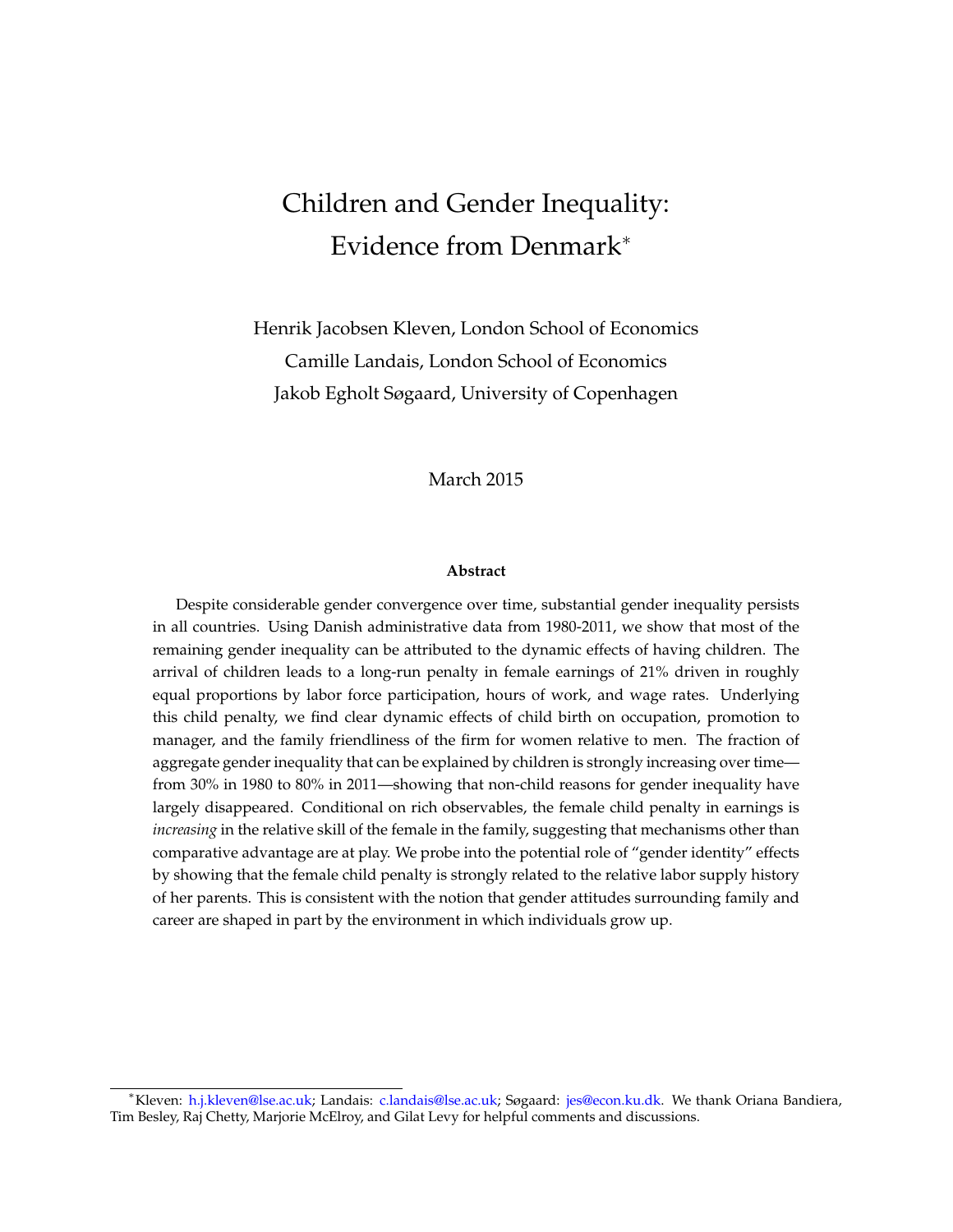# Children and Gender Inequality: Evidence from Denmark*

Henrik Jacobsen Kleven, London School of Economics
Camille Landais, London School of Economics
Jakob Egholt Søgaard, University of Copenhagen

March 2015

### Abstract

Despite considerable gender convergence over time, substantial gender inequality persists in all countries. Using Danish administrative data from 1980-2011, we show that most of the remaining gender inequality can be attributed to the dynamic effects of having children. The arrival of children leads to a long-run penalty in female earnings of 21% driven in roughly equal proportions by labor force participation, hours of work, and wage rates. Underlying this child penalty, we find clear dynamic effects of child birth on occupation, promotion to manager, and the family friendliness of the firm for women relative to men. The fraction of aggregate gender inequality that can be explained by children is strongly increasing over time—from 30% in 1980 to 80% in 2011—showing that non-child reasons for gender inequality have largely disappeared. Conditional on rich observables, the female child penalty in earnings is *increasing* in the relative skill of the female in the family, suggesting that mechanisms other than comparative advantage are at play. We probe into the potential role of "gender identity" effects by showing that the female child penalty is strongly related to the relative labor supply history of her parents. This is consistent with the notion that gender attitudes surrounding family and career are shaped in part by the environment in which individuals grow up.

*Kleven: h.j.kleven@lse.ac.uk; Landais: c.landais@lse.ac.uk; Søgaard: jes@econ.ku.dk. We thank Oriana Bandiera, Tim Besley, Raj Chetty, Marjorie McElroy, and Gilat Levy for helpful comments and discussions.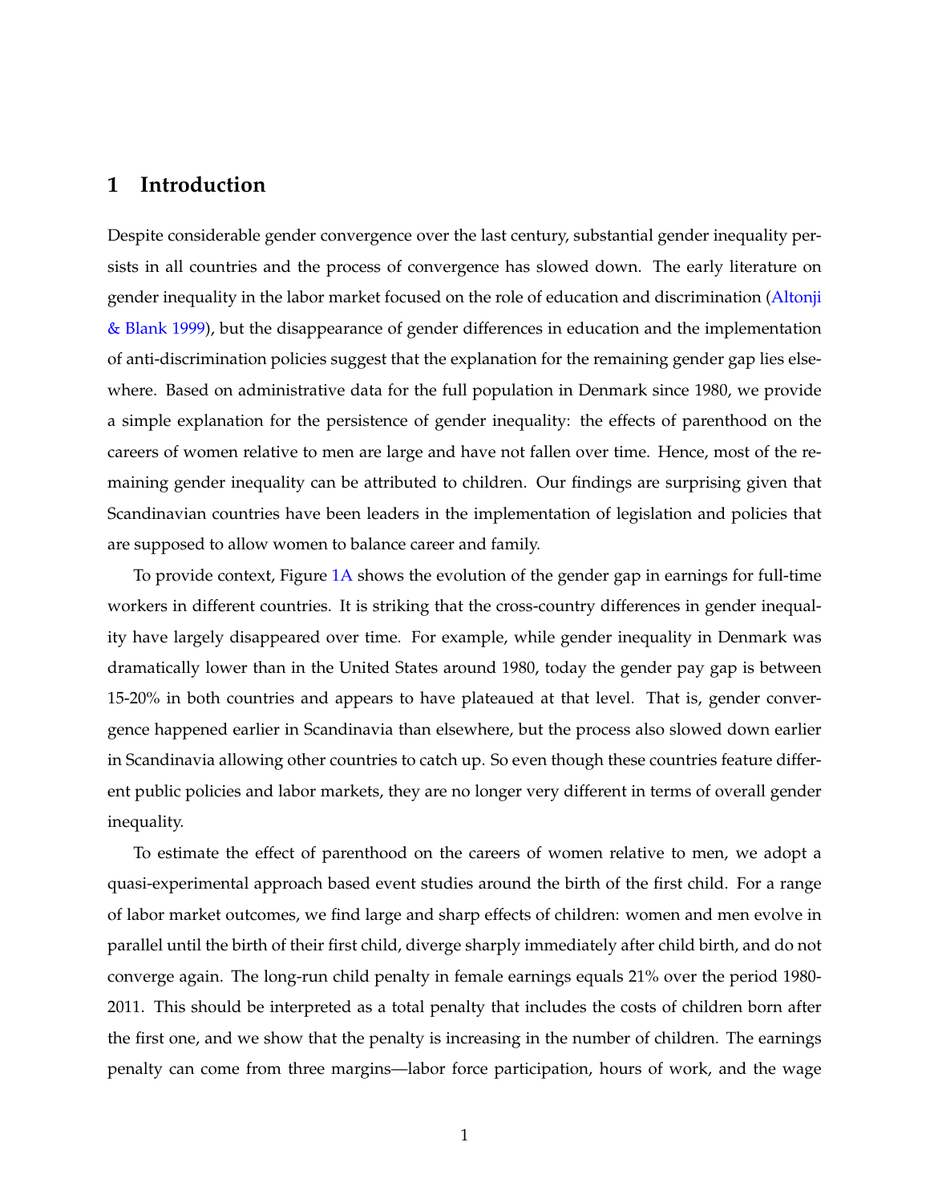# 1 Introduction

Despite considerable gender convergence over the last century, substantial gender inequality persists in all countries and the process of convergence has slowed down. The early literature on gender inequality in the labor market focused on the role of education and discrimination (Altonji & Blank 1999), but the disappearance of gender differences in education and the implementation of anti-discrimination policies suggest that the explanation for the remaining gender gap lies elsewhere. Based on administrative data for the full population in Denmark since 1980, we provide a simple explanation for the persistence of gender inequality: the effects of parenthood on the careers of women relative to men are large and have not fallen over time. Hence, most of the remaining gender inequality can be attributed to children. Our findings are surprising given that Scandinavian countries have been leaders in the implementation of legislation and policies that are supposed to allow women to balance career and family.

To provide context, Figure 1A shows the evolution of the gender gap in earnings for full-time workers in different countries. It is striking that the cross-country differences in gender inequality have largely disappeared over time. For example, while gender inequality in Denmark was dramatically lower than in the United States around 1980, today the gender pay gap is between 15-20% in both countries and appears to have plateaued at that level. That is, gender convergence happened earlier in Scandinavia than elsewhere, but the process also slowed down earlier in Scandinavia allowing other countries to catch up. So even though these countries feature different public policies and labor markets, they are no longer very different in terms of overall gender inequality.

To estimate the effect of parenthood on the careers of women relative to men, we adopt a quasi-experimental approach based event studies around the birth of the first child. For a range of labor market outcomes, we find large and sharp effects of children: women and men evolve in parallel until the birth of their first child, diverge sharply immediately after child birth, and do not converge again. The long-run child penalty in female earnings equals 21% over the period 1980-2011. This should be interpreted as a total penalty that includes the costs of children born after the first one, and we show that the penalty is increasing in the number of children. The earnings penalty can come from three margins—labor force participation, hours of work, and the wage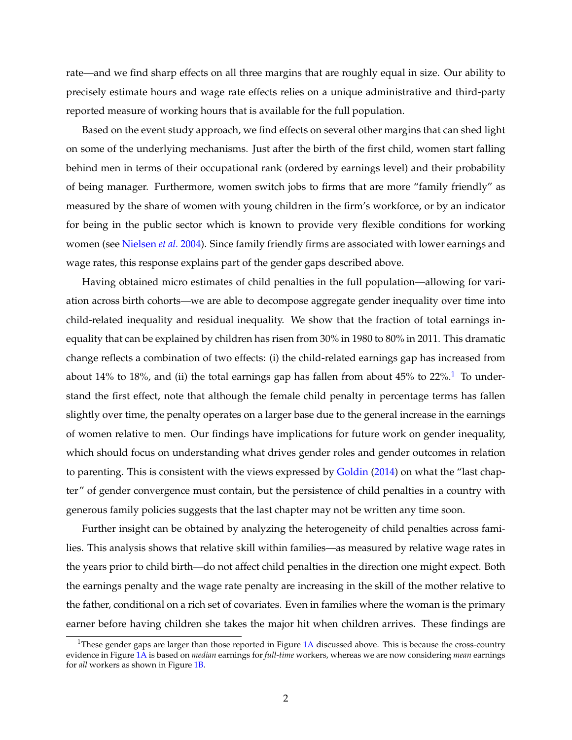rate—and we find sharp effects on all three margins that are roughly equal in size. Our ability to precisely estimate hours and wage rate effects relies on a unique administrative and third-party reported measure of working hours that is available for the full population.

Based on the event study approach, we find effects on several other margins that can shed light on some of the underlying mechanisms. Just after the birth of the first child, women start falling behind men in terms of their occupational rank (ordered by earnings level) and their probability of being manager. Furthermore, women switch jobs to firms that are more "family friendly" as measured by the share of women with young children in the firm's workforce, or by an indicator for being in the public sector which is known to provide very flexible conditions for working women (see Nielsen *et al.* 2004). Since family friendly firms are associated with lower earnings and wage rates, this response explains part of the gender gaps described above.

Having obtained micro estimates of child penalties in the full population—allowing for variation across birth cohorts—we are able to decompose aggregate gender inequality over time into child-related inequality and residual inequality. We show that the fraction of total earnings inequality that can be explained by children has risen from 30% in 1980 to 80% in 2011. This dramatic change reflects a combination of two effects: (i) the child-related earnings gap has increased from about 14% to 18%, and (ii) the total earnings gap has fallen from about 45% to 22%.[1] To understand the first effect, note that although the female child penalty in percentage terms has fallen slightly over time, the penalty operates on a larger base due to the general increase in the earnings of women relative to men. Our findings have implications for future work on gender inequality, which should focus on understanding what drives gender roles and gender outcomes in relation to parenting. This is consistent with the views expressed by Goldin (2014) on what the "last chapter" of gender convergence must contain, but the persistence of child penalties in a country with generous family policies suggests that the last chapter may not be written any time soon.

Further insight can be obtained by analyzing the heterogeneity of child penalties across families. This analysis shows that relative skill within families—as measured by relative wage rates in the years prior to child birth—do not affect child penalties in the direction one might expect. Both the earnings penalty and the wage rate penalty are increasing in the skill of the mother relative to the father, conditional on a rich set of covariates. Even in families where the woman is the primary earner before having children she takes the major hit when children arrives. These findings are

[1] These gender gaps are larger than those reported in Figure 1A discussed above. This is because the cross-country evidence in Figure 1A is based on *median* earnings for *full-time* workers, whereas we are now considering *mean* earnings for *all* workers as shown in Figure 1B.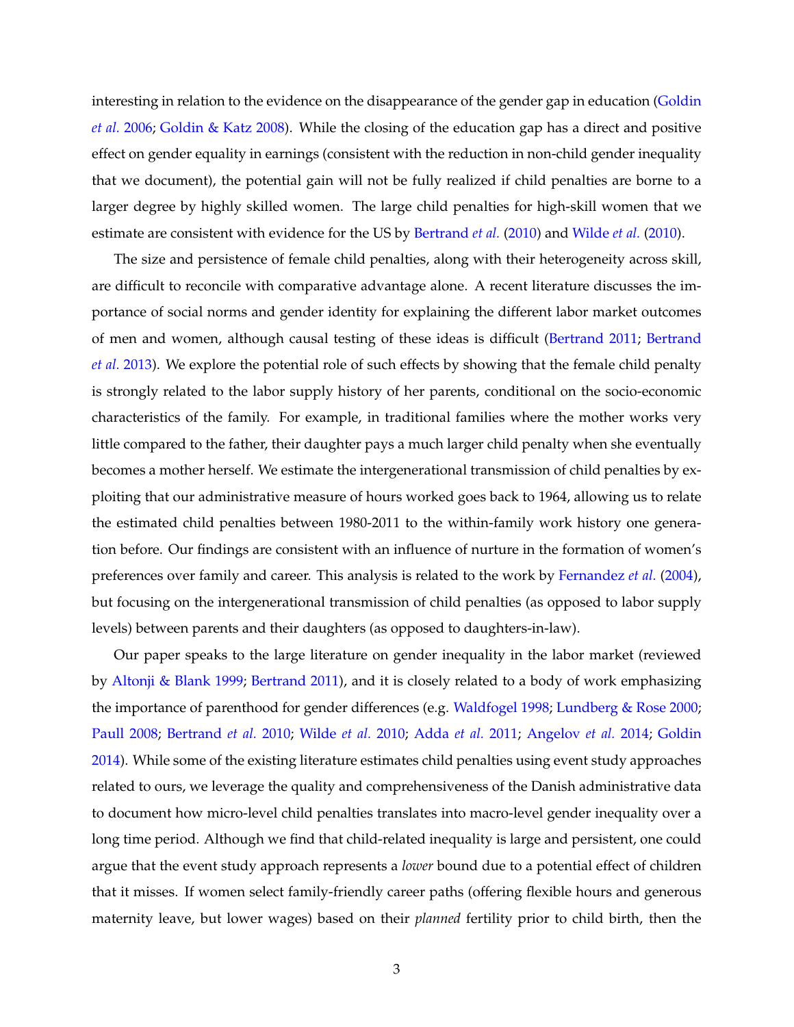interesting in relation to the evidence on the disappearance of the gender gap in education (Goldin *et al.* 2006; Goldin & Katz 2008). While the closing of the education gap has a direct and positive effect on gender equality in earnings (consistent with the reduction in non-child gender inequality that we document), the potential gain will not be fully realized if child penalties are borne to a larger degree by highly skilled women. The large child penalties for high-skill women that we estimate are consistent with evidence for the US by Bertrand *et al.* (2010) and Wilde *et al.* (2010).

The size and persistence of female child penalties, along with their heterogeneity across skill, are difficult to reconcile with comparative advantage alone. A recent literature discusses the importance of social norms and gender identity for explaining the different labor market outcomes of men and women, although causal testing of these ideas is difficult (Bertrand 2011; Bertrand *et al.* 2013). We explore the potential role of such effects by showing that the female child penalty is strongly related to the labor supply history of her parents, conditional on the socio-economic characteristics of the family. For example, in traditional families where the mother works very little compared to the father, their daughter pays a much larger child penalty when she eventually becomes a mother herself. We estimate the intergenerational transmission of child penalties by exploiting that our administrative measure of hours worked goes back to 1964, allowing us to relate the estimated child penalties between 1980-2011 to the within-family work history one generation before. Our findings are consistent with an influence of nurture in the formation of women's preferences over family and career. This analysis is related to the work by Fernandez *et al.* (2004), but focusing on the intergenerational transmission of child penalties (as opposed to labor supply levels) between parents and their daughters (as opposed to daughters-in-law).

Our paper speaks to the large literature on gender inequality in the labor market (reviewed by Altonji & Blank 1999; Bertrand 2011), and it is closely related to a body of work emphasizing the importance of parenthood for gender differences (e.g. Waldfogel 1998; Lundberg & Rose 2000; Paull 2008; Bertrand *et al.* 2010; Wilde *et al.* 2010; Adda *et al.* 2011; Angelov *et al.* 2014; Goldin 2014). While some of the existing literature estimates child penalties using event study approaches related to ours, we leverage the quality and comprehensiveness of the Danish administrative data to document how micro-level child penalties translates into macro-level gender inequality over a long time period. Although we find that child-related inequality is large and persistent, one could argue that the event study approach represents a *lower* bound due to a potential effect of children that it misses. If women select family-friendly career paths (offering flexible hours and generous maternity leave, but lower wages) based on their *planned* fertility prior to child birth, then the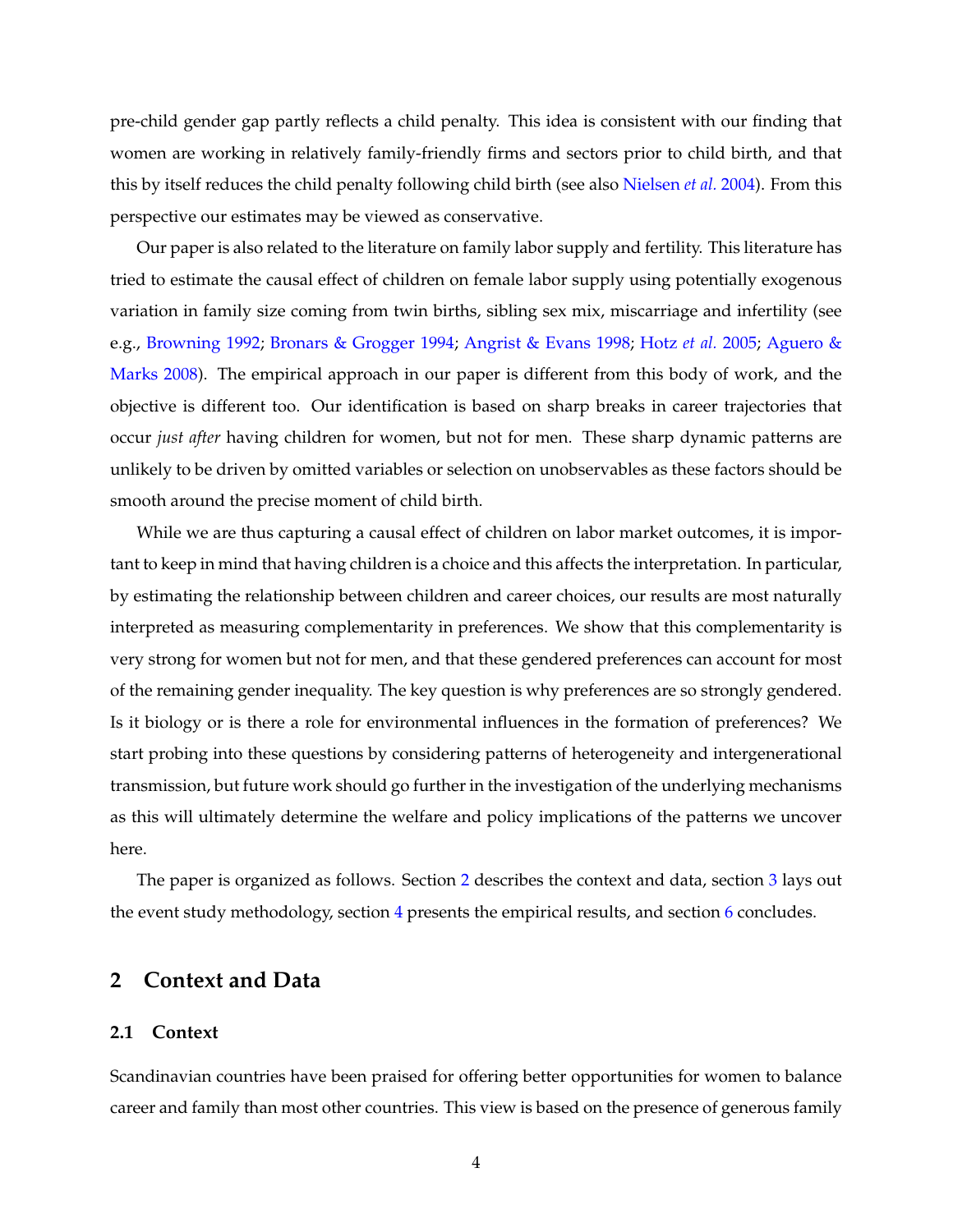pre-child gender gap partly reflects a child penalty. This idea is consistent with our finding that women are working in relatively family-friendly firms and sectors prior to child birth, and that this by itself reduces the child penalty following child birth (see also Nielsen *et al.* 2004). From this perspective our estimates may be viewed as conservative.

Our paper is also related to the literature on family labor supply and fertility. This literature has tried to estimate the causal effect of children on female labor supply using potentially exogenous variation in family size coming from twin births, sibling sex mix, miscarriage and infertility (see e.g., Browning 1992; Bronars & Grogger 1994; Angrist & Evans 1998; Hotz *et al.* 2005; Aguero & Marks 2008). The empirical approach in our paper is different from this body of work, and the objective is different too. Our identification is based on sharp breaks in career trajectories that occur *just after* having children for women, but not for men. These sharp dynamic patterns are unlikely to be driven by omitted variables or selection on unobservables as these factors should be smooth around the precise moment of child birth.

While we are thus capturing a causal effect of children on labor market outcomes, it is important to keep in mind that having children is a choice and this affects the interpretation. In particular, by estimating the relationship between children and career choices, our results are most naturally interpreted as measuring complementarity in preferences. We show that this complementarity is very strong for women but not for men, and that these gendered preferences can account for most of the remaining gender inequality. The key question is why preferences are so strongly gendered. Is it biology or is there a role for environmental influences in the formation of preferences? We start probing into these questions by considering patterns of heterogeneity and intergenerational transmission, but future work should go further in the investigation of the underlying mechanisms as this will ultimately determine the welfare and policy implications of the patterns we uncover here.

The paper is organized as follows. Section 2 describes the context and data, section 3 lays out the event study methodology, section 4 presents the empirical results, and section 6 concludes.

## 2 Context and Data

### 2.1 Context

Scandinavian countries have been praised for offering better opportunities for women to balance career and family than most other countries. This view is based on the presence of generous family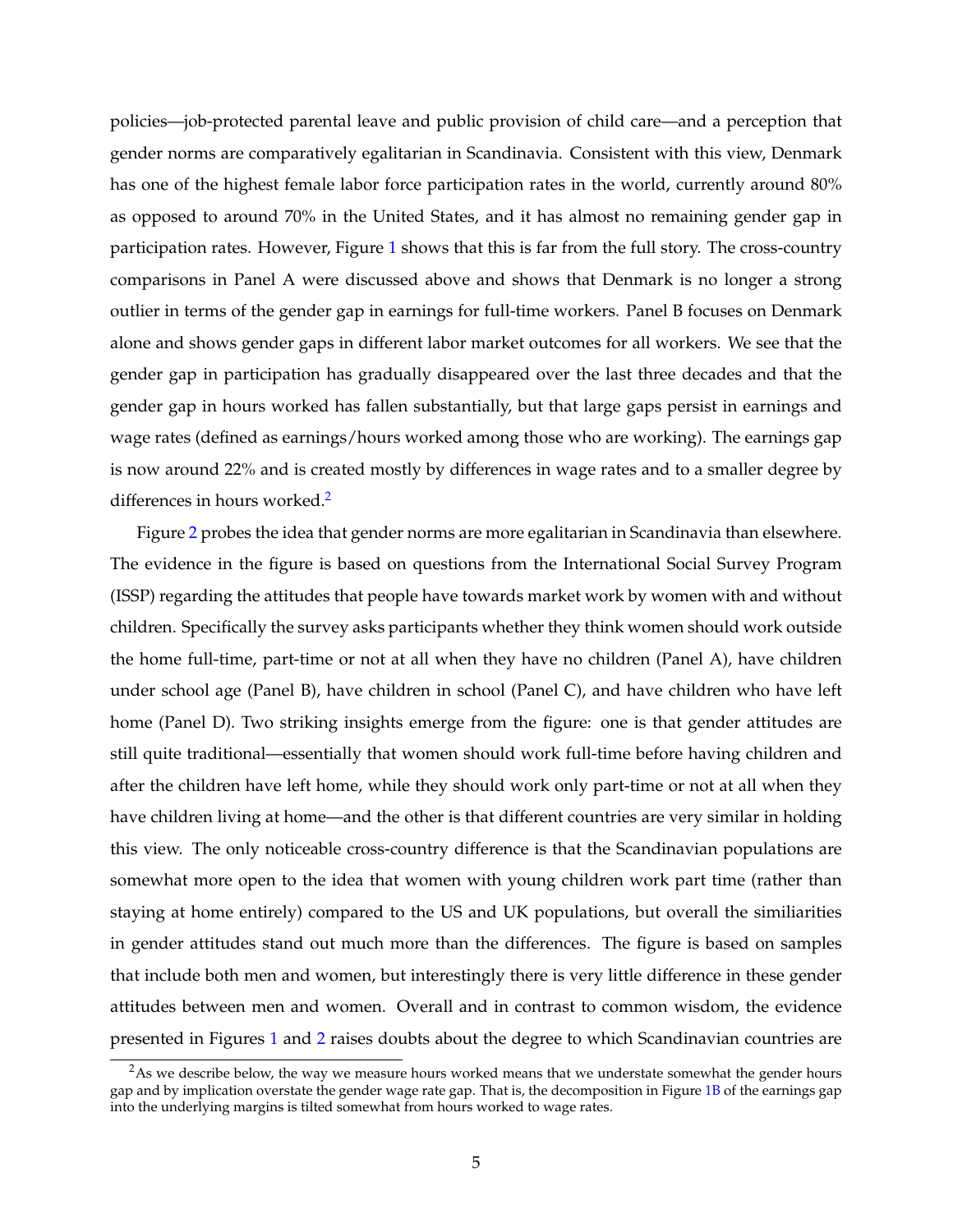policies—job-protected parental leave and public provision of child care—and a perception that gender norms are comparatively egalitarian in Scandinavia. Consistent with this view, Denmark has one of the highest female labor force participation rates in the world, currently around 80% as opposed to around 70% in the United States, and it has almost no remaining gender gap in participation rates. However, Figure 1 shows that this is far from the full story. The cross-country comparisons in Panel A were discussed above and shows that Denmark is no longer a strong outlier in terms of the gender gap in earnings for full-time workers. Panel B focuses on Denmark alone and shows gender gaps in different labor market outcomes for all workers. We see that the gender gap in participation has gradually disappeared over the last three decades and that the gender gap in hours worked has fallen substantially, but that large gaps persist in earnings and wage rates (defined as earnings/hours worked among those who are working). The earnings gap is now around 22% and is created mostly by differences in wage rates and to a smaller degree by differences in hours worked.[2]

Figure 2 probes the idea that gender norms are more egalitarian in Scandinavia than elsewhere. The evidence in the figure is based on questions from the International Social Survey Program (ISSP) regarding the attitudes that people have towards market work by women with and without children. Specifically the survey asks participants whether they think women should work outside the home full-time, part-time or not at all when they have no children (Panel A), have children under school age (Panel B), have children in school (Panel C), and have children who have left home (Panel D). Two striking insights emerge from the figure: one is that gender attitudes are still quite traditional—essentially that women should work full-time before having children and after the children have left home, while they should work only part-time or not at all when they have children living at home—and the other is that different countries are very similar in holding this view. The only noticeable cross-country difference is that the Scandinavian populations are somewhat more open to the idea that women with young children work part time (rather than staying at home entirely) compared to the US and UK populations, but overall the similiarities in gender attitudes stand out much more than the differences. The figure is based on samples that include both men and women, but interestingly there is very little difference in these gender attitudes between men and women. Overall and in contrast to common wisdom, the evidence presented in Figures 1 and 2 raises doubts about the degree to which Scandinavian countries are

[2] As we describe below, the way we measure hours worked means that we understate somewhat the gender hours gap and by implication overstate the gender wage rate gap. That is, the decomposition in Figure 1B of the earnings gap into the underlying margins is tilted somewhat from hours worked to wage rates.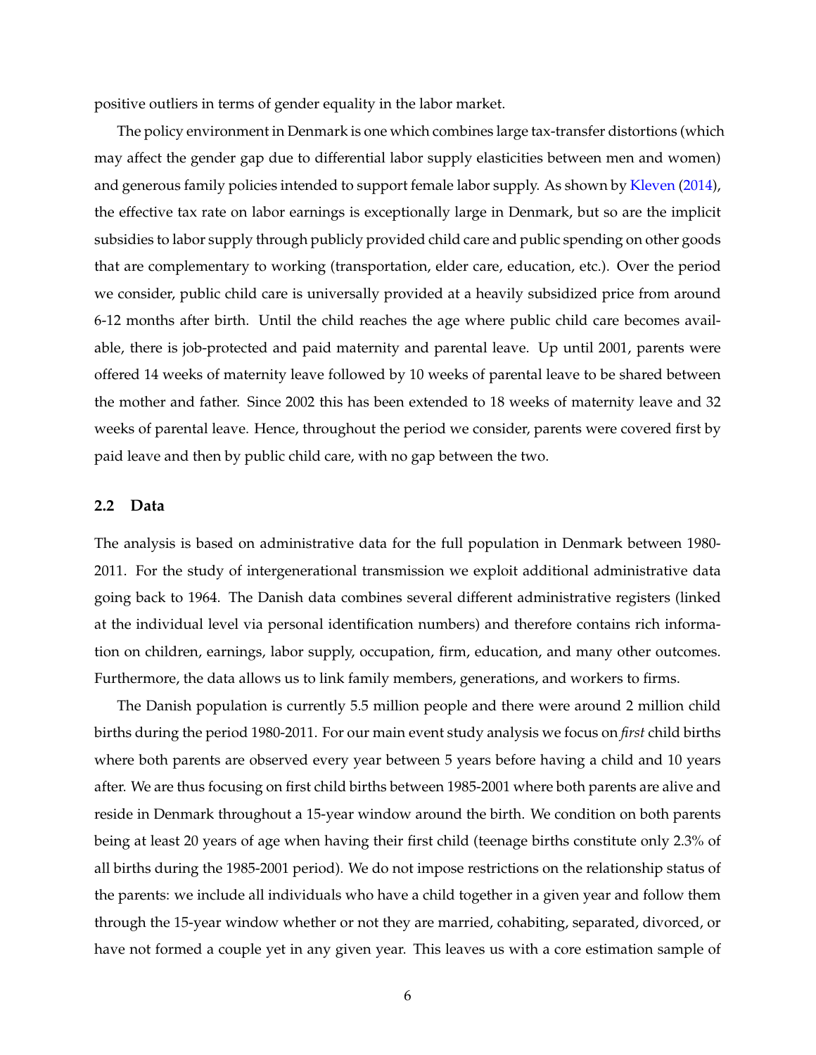positive outliers in terms of gender equality in the labor market.

The policy environment in Denmark is one which combines large tax-transfer distortions (which may affect the gender gap due to differential labor supply elasticities between men and women) and generous family policies intended to support female labor supply. As shown by Kleven (2014), the effective tax rate on labor earnings is exceptionally large in Denmark, but so are the implicit subsidies to labor supply through publicly provided child care and public spending on other goods that are complementary to working (transportation, elder care, education, etc.). Over the period we consider, public child care is universally provided at a heavily subsidized price from around 6-12 months after birth. Until the child reaches the age where public child care becomes available, there is job-protected and paid maternity and parental leave. Up until 2001, parents were offered 14 weeks of maternity leave followed by 10 weeks of parental leave to be shared between the mother and father. Since 2002 this has been extended to 18 weeks of maternity leave and 32 weeks of parental leave. Hence, throughout the period we consider, parents were covered first by paid leave and then by public child care, with no gap between the two.

## 2.2 Data

The analysis is based on administrative data for the full population in Denmark between 1980-2011. For the study of intergenerational transmission we exploit additional administrative data going back to 1964. The Danish data combines several different administrative registers (linked at the individual level via personal identification numbers) and therefore contains rich information on children, earnings, labor supply, occupation, firm, education, and many other outcomes. Furthermore, the data allows us to link family members, generations, and workers to firms.

The Danish population is currently 5.5 million people and there were around 2 million child births during the period 1980-2011. For our main event study analysis we focus on *first* child births where both parents are observed every year between 5 years before having a child and 10 years after. We are thus focusing on first child births between 1985-2001 where both parents are alive and reside in Denmark throughout a 15-year window around the birth. We condition on both parents being at least 20 years of age when having their first child (teenage births constitute only 2.3% of all births during the 1985-2001 period). We do not impose restrictions on the relationship status of the parents: we include all individuals who have a child together in a given year and follow them through the 15-year window whether or not they are married, cohabiting, separated, divorced, or have not formed a couple yet in any given year. This leaves us with a core estimation sample of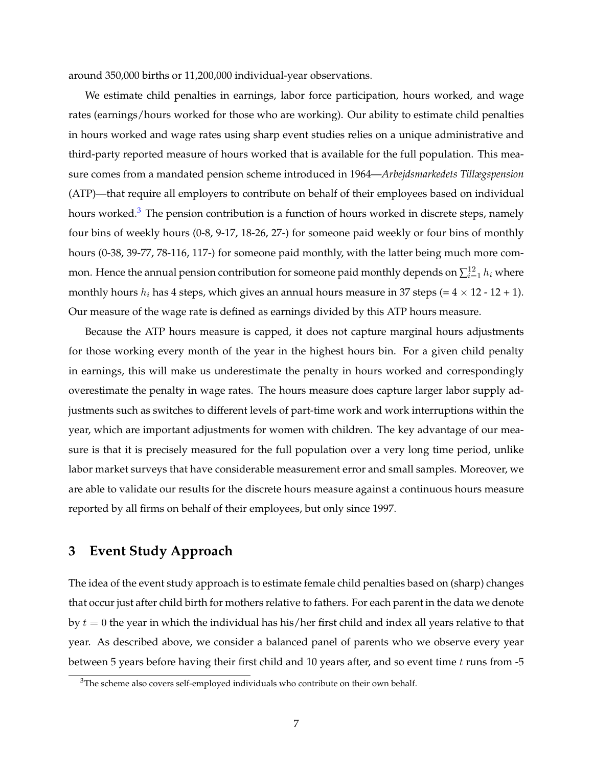around 350,000 births or 11,200,000 individual-year observations.

We estimate child penalties in earnings, labor force participation, hours worked, and wage rates (earnings/hours worked for those who are working). Our ability to estimate child penalties in hours worked and wage rates using sharp event studies relies on a unique administrative and third-party reported measure of hours worked that is available for the full population. This measure comes from a mandated pension scheme introduced in 1964—*Arbejdsmarkedets Tillægspension* (ATP)—that require all employers to contribute on behalf of their employees based on individual hours worked.[3] The pension contribution is a function of hours worked in discrete steps, namely four bins of weekly hours (0-8, 9-17, 18-26, 27-) for someone paid weekly or four bins of monthly hours (0-38, 39-77, 78-116, 117-) for someone paid monthly, with the latter being much more common. Hence the annual pension contribution for someone paid monthly depends on $\sum_{i=1}^{12} h_i$ where monthly hours $h_i$ has 4 steps, which gives an annual hours measure in 37 steps (= $4 \times 12$ - 12 + 1). Our measure of the wage rate is defined as earnings divided by this ATP hours measure.

Because the ATP hours measure is capped, it does not capture marginal hours adjustments for those working every month of the year in the highest hours bin. For a given child penalty in earnings, this will make us underestimate the penalty in hours worked and correspondingly overestimate the penalty in wage rates. The hours measure does capture larger labor supply adjustments such as switches to different levels of part-time work and work interruptions within the year, which are important adjustments for women with children. The key advantage of our measure is that it is precisely measured for the full population over a very long time period, unlike labor market surveys that have considerable measurement error and small samples. Moreover, we are able to validate our results for the discrete hours measure against a continuous hours measure reported by all firms on behalf of their employees, but only since 1997.

## 3 Event Study Approach

The idea of the event study approach is to estimate female child penalties based on (sharp) changes that occur just after child birth for mothers relative to fathers. For each parent in the data we denote by $t = 0$ the year in which the individual has his/her first child and index all years relative to that year. As described above, we consider a balanced panel of parents who we observe every year between 5 years before having their first child and 10 years after, and so event time $t$ runs from -5

[3] The scheme also covers self-employed individuals who contribute on their own behalf.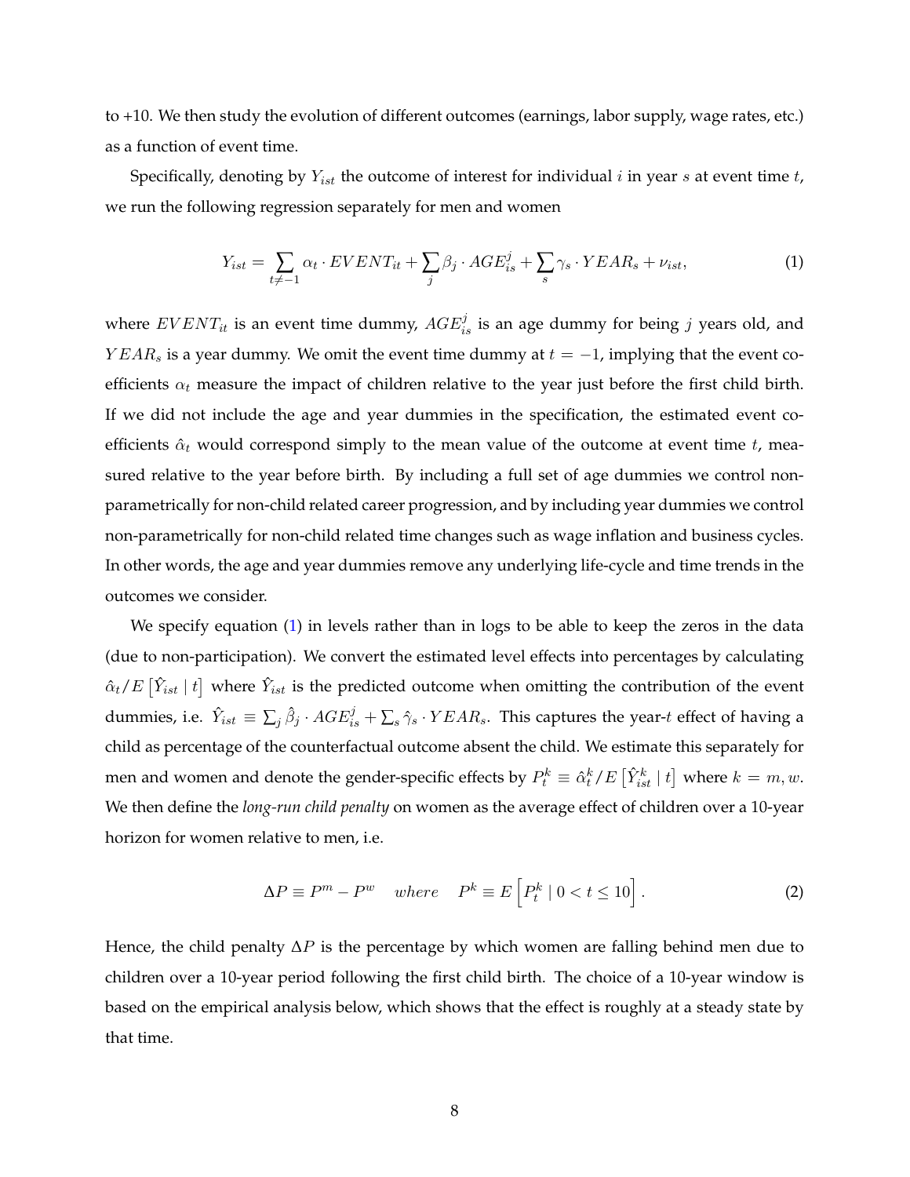to +10. We then study the evolution of different outcomes (earnings, labor supply, wage rates, etc.) as a function of event time.

Specifically, denoting by $Y_{ist}$ the outcome of interest for individual $i$ in year $s$ at event time $t$, we run the following regression separately for men and women

$$Y_{ist} = \sum_{t \neq -1} \alpha_t \cdot EVENT_{it} + \sum_j \beta_j \cdot AGE_{is}^j + \sum_s \gamma_s \cdot YEAR_s + \nu_{ist}, \tag{1}$$

where $EVENT_{it}$ is an event time dummy, $AGE_{is}^j$ is an age dummy for being $j$ years old, and $YEAR_s$ is a year dummy. We omit the event time dummy at $t = -1$, implying that the event coefficients $\alpha_t$ measure the impact of children relative to the year just before the first child birth. If we did not include the age and year dummies in the specification, the estimated event coefficients $\hat{\alpha}_t$ would correspond simply to the mean value of the outcome at event time $t$, measured relative to the year before birth. By including a full set of age dummies we control non-parametrically for non-child related career progression, and by including year dummies we control non-parametrically for non-child related time changes such as wage inflation and business cycles. In other words, the age and year dummies remove any underlying life-cycle and time trends in the outcomes we consider.

We specify equation (1) in levels rather than in logs to be able to keep the zeros in the data (due to non-participation). We convert the estimated level effects into percentages by calculating $\hat{\alpha}_t / E\left[\tilde{Y}_{ist} \mid t\right]$ where $\tilde{Y}_{ist}$ is the predicted outcome when omitting the contribution of the event dummies, i.e. $\tilde{Y}_{ist} \equiv \sum_j \hat{\beta}_j \cdot AGE_{is}^j + \sum_s \hat{\gamma}_s \cdot YEAR_s$. This captures the year-$t$ effect of having a child as percentage of the counterfactual outcome absent the child. We estimate this separately for men and women and denote the gender-specific effects by $P_t^k \equiv \hat{\alpha}_t^k / E\left[\tilde{Y}_{ist}^k \mid t\right]$ where $k = m, w$. We then define the *long-run child penalty* on women as the average effect of children over a 10-year horizon for women relative to men, i.e.

$$\Delta P \equiv P^m - P^w \quad where \quad P^k \equiv E\left[P_t^k \mid 0 < t \leq 10\right]. \tag{2}$$

Hence, the child penalty $\Delta P$ is the percentage by which women are falling behind men due to children over a 10-year period following the first child birth. The choice of a 10-year window is based on the empirical analysis below, which shows that the effect is roughly at a steady state by that time.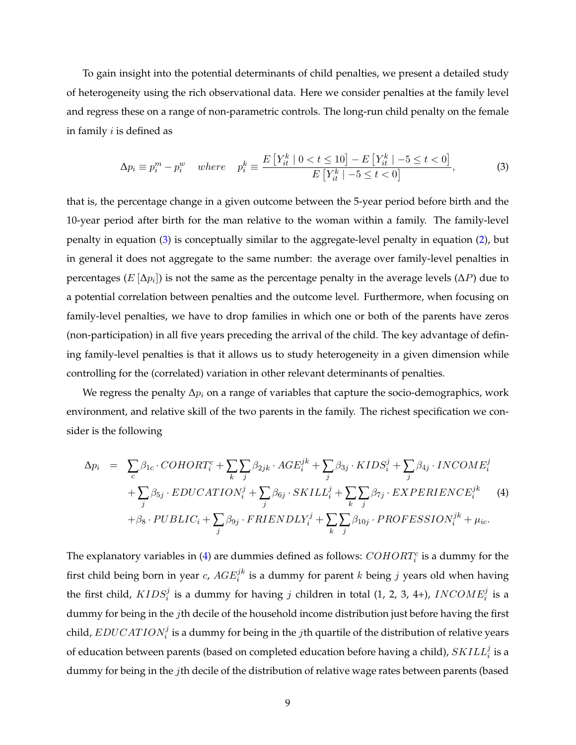To gain insight into the potential determinants of child penalties, we present a detailed study of heterogeneity using the rich observational data. Here we consider penalties at the family level and regress these on a range of non-parametric controls. The long-run child penalty on the female in family $i$ is defined as

$$\Delta p_i \equiv p_i^m - p_i^w \quad where \quad p_i^k \equiv \frac{E\left[Y_{it}^k \mid 0 < t \leq 10\right] - E\left[Y_{it}^k \mid -5 \leq t < 0\right]}{E\left[Y_{it}^k \mid -5 \leq t < 0\right]}, \tag{3}$$

that is, the percentage change in a given outcome between the 5-year period before birth and the 10-year period after birth for the man relative to the woman within a family. The family-level penalty in equation (3) is conceptually similar to the aggregate-level penalty in equation (2), but in general it does not aggregate to the same number: the average over family-level penalties in percentages ($E\left[\Delta p_i\right]$) is not the same as the percentage penalty in the average levels ($\Delta P$) due to a potential correlation between penalties and the outcome level. Furthermore, when focusing on family-level penalties, we have to drop families in which one or both of the parents have zeros (non-participation) in all five years preceding the arrival of the child. The key advantage of defining family-level penalties is that it allows us to study heterogeneity in a given dimension while controlling for the (correlated) variation in other relevant determinants of penalties.

We regress the penalty $\Delta p_i$ on a range of variables that capture the socio-demographics, work environment, and relative skill of the two parents in the family. The richest specification we consider is the following

$$\begin{aligned}
\Delta p_i \quad = \quad & \sum_c \beta_{1c} \cdot COHORT_i^c + \sum_k \sum_j \beta_{2jk} \cdot AGE_i^{jk} + \sum_j \beta_{3j} \cdot KIDS_i^j + \sum_j \beta_{4j} \cdot INCOME_i^j \\
& + \sum_j \beta_{5j} \cdot EDUCATION_i^j + \sum_j \beta_{6j} \cdot SKILL_i^j + \sum_k \sum_j \beta_{7j} \cdot EXPERIENCE_i^{jk} \\
& + \beta_8 \cdot PUBLIC_i + \sum_j \beta_{9j} \cdot FRIENDLY_i^j + \sum_k \sum_j \beta_{10j} \cdot PROFESSION_i^{jk} + \mu_{ic}.
\end{aligned} \tag{4}$$

The explanatory variables in (4) are dummies defined as follows: $COHORT_i^c$ is a dummy for the first child being born in year $c$, $AGE_i^{jk}$ is a dummy for parent $k$ being $j$ years old when having the first child, $KIDS_i^j$ is a dummy for having $j$ children in total (1, 2, 3, 4+), $INCOME_i^j$ is a dummy for being in the $j$th decile of the household income distribution just before having the first child, $EDUCATION_i^j$ is a dummy for being in the $j$th quartile of the distribution of relative years of education between parents (based on completed education before having a child), $SKILL_i^j$ is a dummy for being in the $j$th decile of the distribution of relative wage rates between parents (based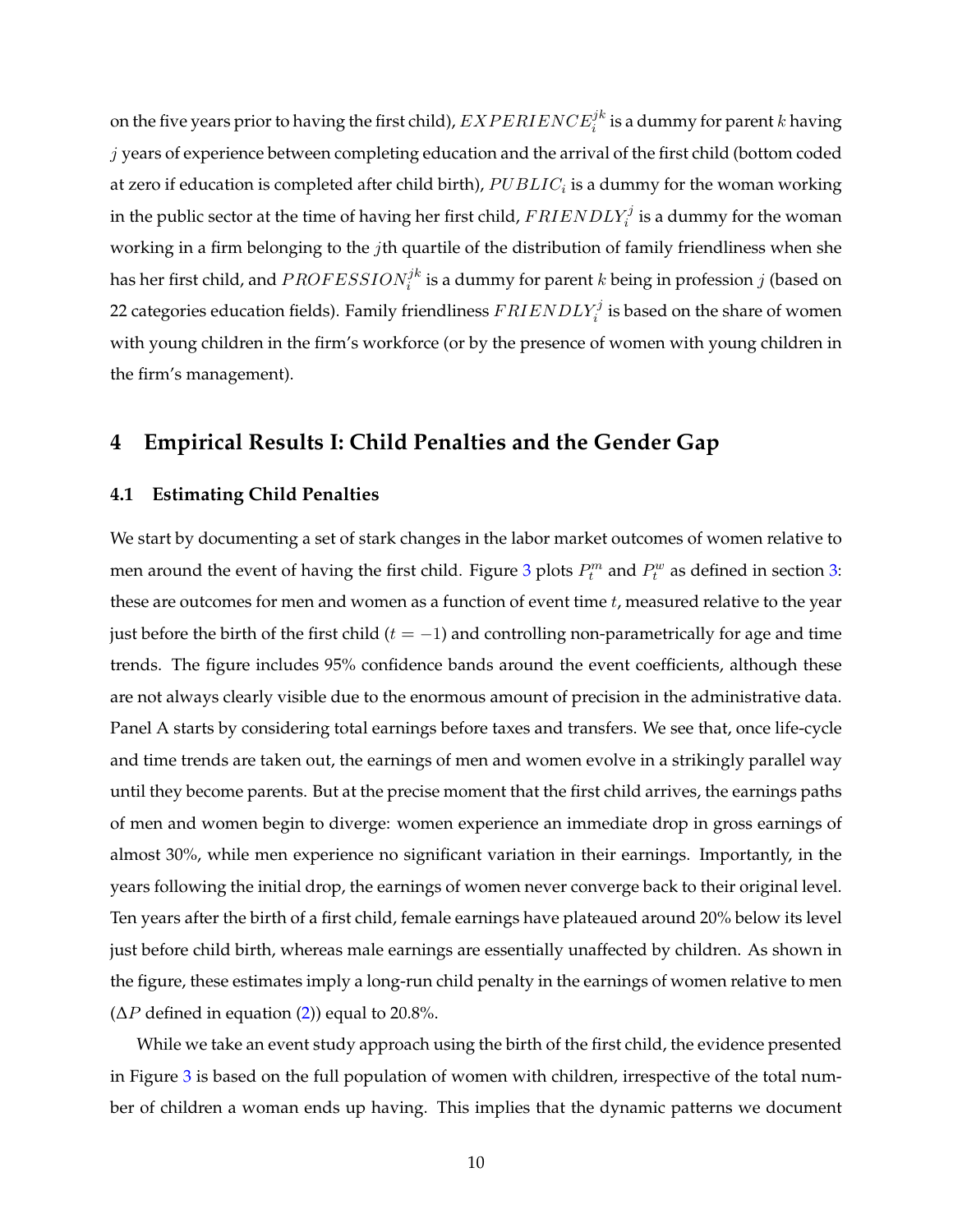on the five years prior to having the first child), $EXPERIENCE_i^{jk}$ is a dummy for parent $k$ having $j$ years of experience between completing education and the arrival of the first child (bottom coded at zero if education is completed after child birth), $PUBLIC_i$ is a dummy for the woman working in the public sector at the time of having her first child, $FRIENDLY_i^j$ is a dummy for the woman working in a firm belonging to the $j$th quartile of the distribution of family friendliness when she has her first child, and $PROFESSION_i^{jk}$ is a dummy for parent $k$ being in profession $j$ (based on 22 categories education fields). Family friendliness $FRIENDLY_i^j$ is based on the share of women with young children in the firm's workforce (or by the presence of women with young children in the firm's management).

## 4 Empirical Results I: Child Penalties and the Gender Gap

### 4.1 Estimating Child Penalties

We start by documenting a set of stark changes in the labor market outcomes of women relative to men around the event of having the first child. Figure 3 plots $P_t^m$ and $P_t^w$ as defined in section 3: these are outcomes for men and women as a function of event time $t$, measured relative to the year just before the birth of the first child ($t = -1$) and controlling non-parametrically for age and time trends. The figure includes 95% confidence bands around the event coefficients, although these are not always clearly visible due to the enormous amount of precision in the administrative data. Panel A starts by considering total earnings before taxes and transfers. We see that, once life-cycle and time trends are taken out, the earnings of men and women evolve in a strikingly parallel way until they become parents. But at the precise moment that the first child arrives, the earnings paths of men and women begin to diverge: women experience an immediate drop in gross earnings of almost 30%, while men experience no significant variation in their earnings. Importantly, in the years following the initial drop, the earnings of women never converge back to their original level. Ten years after the birth of a first child, female earnings have plateaued around 20% below its level just before child birth, whereas male earnings are essentially unaffected by children. As shown in the figure, these estimates imply a long-run child penalty in the earnings of women relative to men ($\Delta P$ defined in equation (2)) equal to 20.8%.

While we take an event study approach using the birth of the first child, the evidence presented in Figure 3 is based on the full population of women with children, irrespective of the total number of children a woman ends up having. This implies that the dynamic patterns we document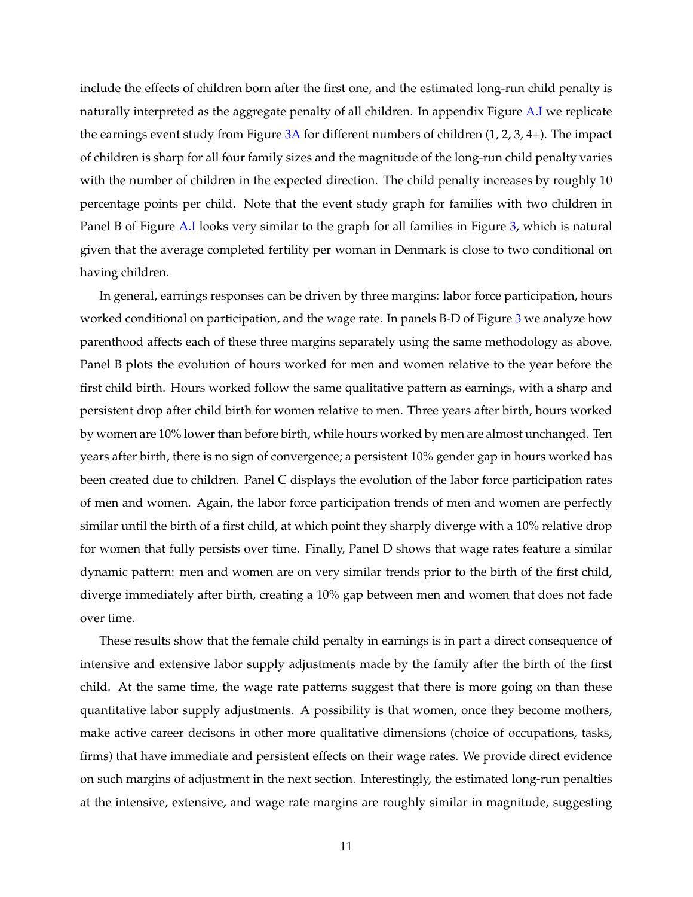include the effects of children born after the first one, and the estimated long-run child penalty is naturally interpreted as the aggregate penalty of all children. In appendix Figure A.I we replicate the earnings event study from Figure 3A for different numbers of children (1, 2, 3, 4+). The impact of children is sharp for all four family sizes and the magnitude of the long-run child penalty varies with the number of children in the expected direction. The child penalty increases by roughly 10 percentage points per child. Note that the event study graph for families with two children in Panel B of Figure A.I looks very similar to the graph for all families in Figure 3, which is natural given that the average completed fertility per woman in Denmark is close to two conditional on having children.

In general, earnings responses can be driven by three margins: labor force participation, hours worked conditional on participation, and the wage rate. In panels B-D of Figure 3 we analyze how parenthood affects each of these three margins separately using the same methodology as above. Panel B plots the evolution of hours worked for men and women relative to the year before the first child birth. Hours worked follow the same qualitative pattern as earnings, with a sharp and persistent drop after child birth for women relative to men. Three years after birth, hours worked by women are 10% lower than before birth, while hours worked by men are almost unchanged. Ten years after birth, there is no sign of convergence; a persistent 10% gender gap in hours worked has been created due to children. Panel C displays the evolution of the labor force participation rates of men and women. Again, the labor force participation trends of men and women are perfectly similar until the birth of a first child, at which point they sharply diverge with a 10% relative drop for women that fully persists over time. Finally, Panel D shows that wage rates feature a similar dynamic pattern: men and women are on very similar trends prior to the birth of the first child, diverge immediately after birth, creating a 10% gap between men and women that does not fade over time.

These results show that the female child penalty in earnings is in part a direct consequence of intensive and extensive labor supply adjustments made by the family after the birth of the first child. At the same time, the wage rate patterns suggest that there is more going on than these quantitative labor supply adjustments. A possibility is that women, once they become mothers, make active career decisons in other more qualitative dimensions (choice of occupations, tasks, firms) that have immediate and persistent effects on their wage rates. We provide direct evidence on such margins of adjustment in the next section. Interestingly, the estimated long-run penalties at the intensive, extensive, and wage rate margins are roughly similar in magnitude, suggesting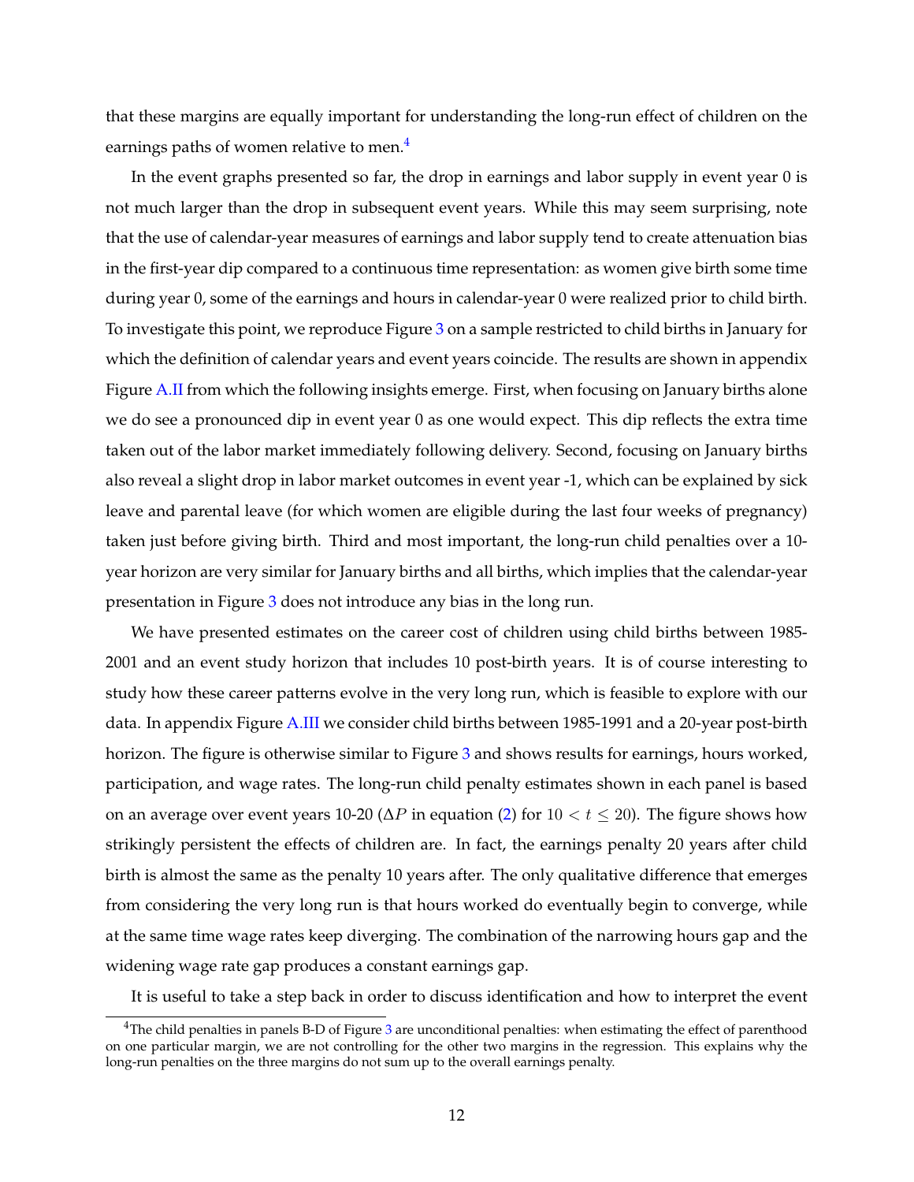that these margins are equally important for understanding the long-run effect of children on the earnings paths of women relative to men.[4]

In the event graphs presented so far, the drop in earnings and labor supply in event year 0 is not much larger than the drop in subsequent event years. While this may seem surprising, note that the use of calendar-year measures of earnings and labor supply tend to create attenuation bias in the first-year dip compared to a continuous time representation: as women give birth some time during year 0, some of the earnings and hours in calendar-year 0 were realized prior to child birth. To investigate this point, we reproduce Figure 3 on a sample restricted to child births in January for which the definition of calendar years and event years coincide. The results are shown in appendix Figure A.II from which the following insights emerge. First, when focusing on January births alone we do see a pronounced dip in event year 0 as one would expect. This dip reflects the extra time taken out of the labor market immediately following delivery. Second, focusing on January births also reveal a slight drop in labor market outcomes in event year -1, which can be explained by sick leave and parental leave (for which women are eligible during the last four weeks of pregnancy) taken just before giving birth. Third and most important, the long-run child penalties over a 10-year horizon are very similar for January births and all births, which implies that the calendar-year presentation in Figure 3 does not introduce any bias in the long run.

We have presented estimates on the career cost of children using child births between 1985-2001 and an event study horizon that includes 10 post-birth years. It is of course interesting to study how these career patterns evolve in the very long run, which is feasible to explore with our data. In appendix Figure A.III we consider child births between 1985-1991 and a 20-year post-birth horizon. The figure is otherwise similar to Figure 3 and shows results for earnings, hours worked, participation, and wage rates. The long-run child penalty estimates shown in each panel is based on an average over event years 10-20 ($\Delta P$ in equation (2) for $10 < t \leq 20$). The figure shows how strikingly persistent the effects of children are. In fact, the earnings penalty 20 years after child birth is almost the same as the penalty 10 years after. The only qualitative difference that emerges from considering the very long run is that hours worked do eventually begin to converge, while at the same time wage rates keep diverging. The combination of the narrowing hours gap and the widening wage rate gap produces a constant earnings gap.

It is useful to take a step back in order to discuss identification and how to interpret the event

[4] The child penalties in panels B-D of Figure 3 are unconditional penalties: when estimating the effect of parenthood on one particular margin, we are not controlling for the other two margins in the regression. This explains why the long-run penalties on the three margins do not sum up to the overall earnings penalty.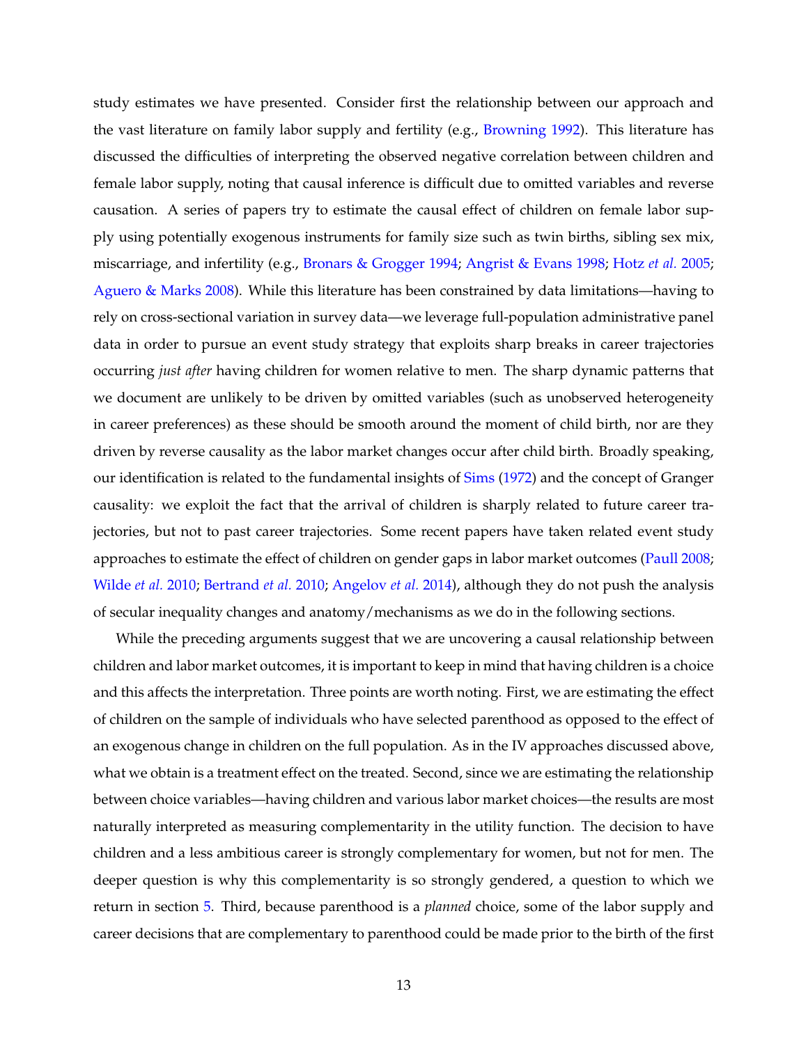study estimates we have presented. Consider first the relationship between our approach and the vast literature on family labor supply and fertility (e.g., Browning 1992). This literature has discussed the difficulties of interpreting the observed negative correlation between children and female labor supply, noting that causal inference is difficult due to omitted variables and reverse causation. A series of papers try to estimate the causal effect of children on female labor supply using potentially exogenous instruments for family size such as twin births, sibling sex mix, miscarriage, and infertility (e.g., Bronars & Grogger 1994; Angrist & Evans 1998; Hotz *et al.* 2005; Aguero & Marks 2008). While this literature has been constrained by data limitations—having to rely on cross-sectional variation in survey data—we leverage full-population administrative panel data in order to pursue an event study strategy that exploits sharp breaks in career trajectories occurring *just after* having children for women relative to men. The sharp dynamic patterns that we document are unlikely to be driven by omitted variables (such as unobserved heterogeneity in career preferences) as these should be smooth around the moment of child birth, nor are they driven by reverse causality as the labor market changes occur after child birth. Broadly speaking, our identification is related to the fundamental insights of Sims (1972) and the concept of Granger causality: we exploit the fact that the arrival of children is sharply related to future career trajectories, but not to past career trajectories. Some recent papers have taken related event study approaches to estimate the effect of children on gender gaps in labor market outcomes (Paull 2008; Wilde *et al.* 2010; Bertrand *et al.* 2010; Angelov *et al.* 2014), although they do not push the analysis of secular inequality changes and anatomy/mechanisms as we do in the following sections.

While the preceding arguments suggest that we are uncovering a causal relationship between children and labor market outcomes, it is important to keep in mind that having children is a choice and this affects the interpretation. Three points are worth noting. First, we are estimating the effect of children on the sample of individuals who have selected parenthood as opposed to the effect of an exogenous change in children on the full population. As in the IV approaches discussed above, what we obtain is a treatment effect on the treated. Second, since we are estimating the relationship between choice variables—having children and various labor market choices—the results are most naturally interpreted as measuring complementarity in the utility function. The decision to have children and a less ambitious career is strongly complementary for women, but not for men. The deeper question is why this complementarity is so strongly gendered, a question to which we return in section 5. Third, because parenthood is a *planned* choice, some of the labor supply and career decisions that are complementary to parenthood could be made prior to the birth of the first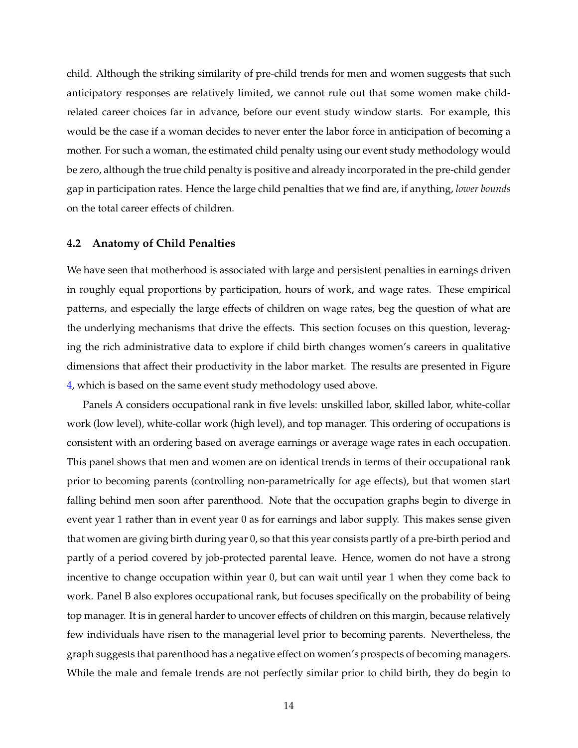child. Although the striking similarity of pre-child trends for men and women suggests that such anticipatory responses are relatively limited, we cannot rule out that some women make child-related career choices far in advance, before our event study window starts. For example, this would be the case if a woman decides to never enter the labor force in anticipation of becoming a mother. For such a woman, the estimated child penalty using our event study methodology would be zero, although the true child penalty is positive and already incorporated in the pre-child gender gap in participation rates. Hence the large child penalties that we find are, if anything, *lower bounds* on the total career effects of children.

### 4.2 Anatomy of Child Penalties

We have seen that motherhood is associated with large and persistent penalties in earnings driven in roughly equal proportions by participation, hours of work, and wage rates. These empirical patterns, and especially the large effects of children on wage rates, beg the question of what are the underlying mechanisms that drive the effects. This section focuses on this question, leveraging the rich administrative data to explore if child birth changes women's careers in qualitative dimensions that affect their productivity in the labor market. The results are presented in Figure 4, which is based on the same event study methodology used above.

Panels A considers occupational rank in five levels: unskilled labor, skilled labor, white-collar work (low level), white-collar work (high level), and top manager. This ordering of occupations is consistent with an ordering based on average earnings or average wage rates in each occupation. This panel shows that men and women are on identical trends in terms of their occupational rank prior to becoming parents (controlling non-parametrically for age effects), but that women start falling behind men soon after parenthood. Note that the occupation graphs begin to diverge in event year 1 rather than in event year 0 as for earnings and labor supply. This makes sense given that women are giving birth during year 0, so that this year consists partly of a pre-birth period and partly of a period covered by job-protected parental leave. Hence, women do not have a strong incentive to change occupation within year 0, but can wait until year 1 when they come back to work. Panel B also explores occupational rank, but focuses specifically on the probability of being top manager. It is in general harder to uncover effects of children on this margin, because relatively few individuals have risen to the managerial level prior to becoming parents. Nevertheless, the graph suggests that parenthood has a negative effect on women's prospects of becoming managers. While the male and female trends are not perfectly similar prior to child birth, they do begin to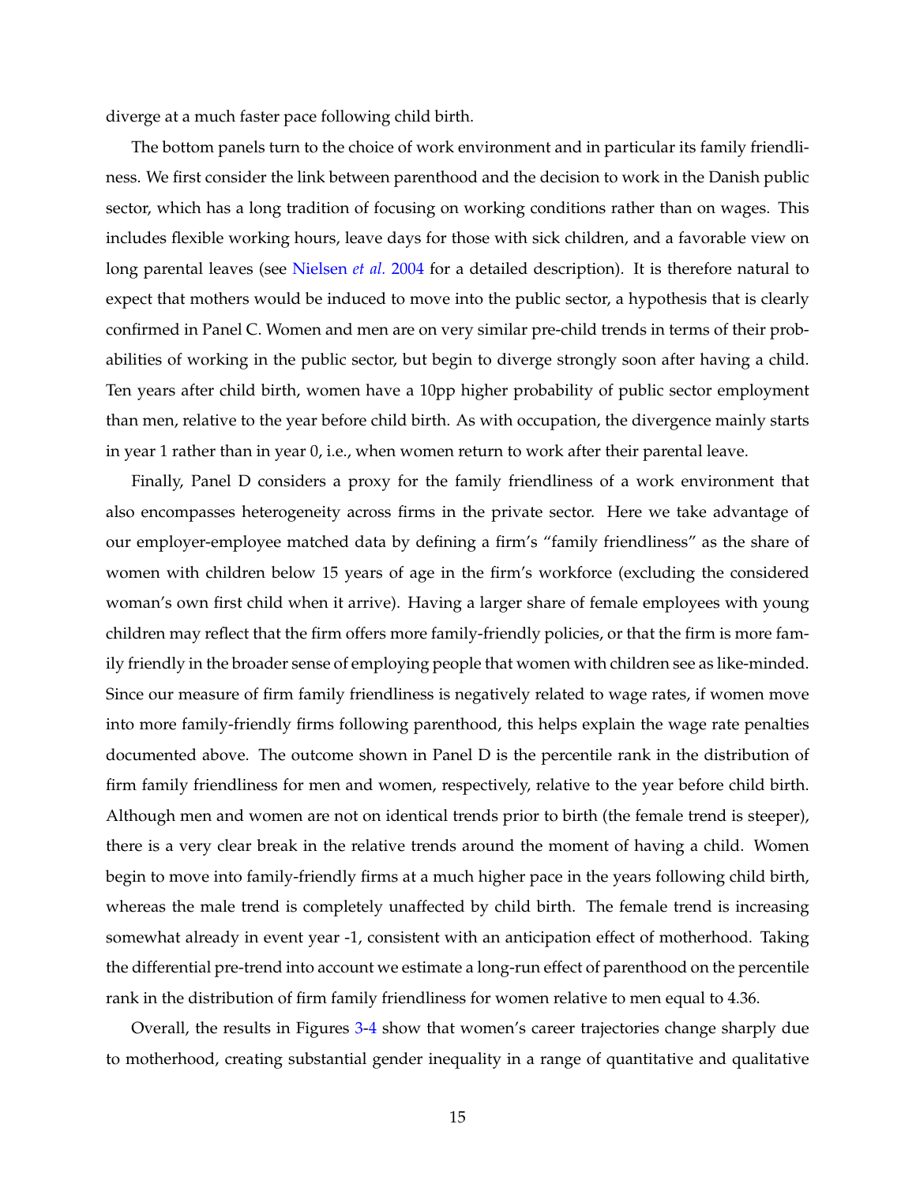diverge at a much faster pace following child birth.

The bottom panels turn to the choice of work environment and in particular its family friendliness. We first consider the link between parenthood and the decision to work in the Danish public sector, which has a long tradition of focusing on working conditions rather than on wages. This includes flexible working hours, leave days for those with sick children, and a favorable view on long parental leaves (see Nielsen *et al.* 2004 for a detailed description). It is therefore natural to expect that mothers would be induced to move into the public sector, a hypothesis that is clearly confirmed in Panel C. Women and men are on very similar pre-child trends in terms of their probabilities of working in the public sector, but begin to diverge strongly soon after having a child. Ten years after child birth, women have a 10pp higher probability of public sector employment than men, relative to the year before child birth. As with occupation, the divergence mainly starts in year 1 rather than in year 0, i.e., when women return to work after their parental leave.

Finally, Panel D considers a proxy for the family friendliness of a work environment that also encompasses heterogeneity across firms in the private sector. Here we take advantage of our employer-employee matched data by defining a firm's "family friendliness" as the share of women with children below 15 years of age in the firm's workforce (excluding the considered woman's own first child when it arrive). Having a larger share of female employees with young children may reflect that the firm offers more family-friendly policies, or that the firm is more family friendly in the broader sense of employing people that women with children see as like-minded. Since our measure of firm family friendliness is negatively related to wage rates, if women move into more family-friendly firms following parenthood, this helps explain the wage rate penalties documented above. The outcome shown in Panel D is the percentile rank in the distribution of firm family friendliness for men and women, respectively, relative to the year before child birth. Although men and women are not on identical trends prior to birth (the female trend is steeper), there is a very clear break in the relative trends around the moment of having a child. Women begin to move into family-friendly firms at a much higher pace in the years following child birth, whereas the male trend is completely unaffected by child birth. The female trend is increasing somewhat already in event year -1, consistent with an anticipation effect of motherhood. Taking the differential pre-trend into account we estimate a long-run effect of parenthood on the percentile rank in the distribution of firm family friendliness for women relative to men equal to 4.36.

Overall, the results in Figures 3-4 show that women's career trajectories change sharply due to motherhood, creating substantial gender inequality in a range of quantitative and qualitative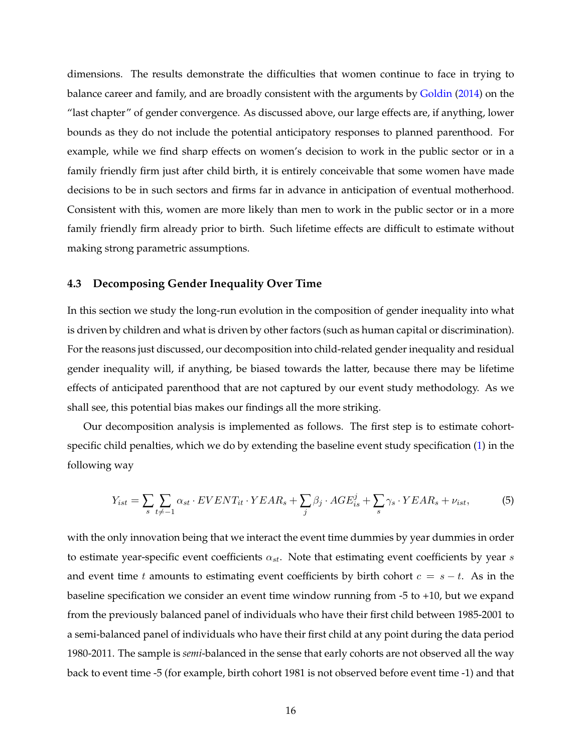dimensions. The results demonstrate the difficulties that women continue to face in trying to balance career and family, and are broadly consistent with the arguments by Goldin (2014) on the "last chapter" of gender convergence. As discussed above, our large effects are, if anything, lower bounds as they do not include the potential anticipatory responses to planned parenthood. For example, while we find sharp effects on women's decision to work in the public sector or in a family friendly firm just after child birth, it is entirely conceivable that some women have made decisions to be in such sectors and firms far in advance in anticipation of eventual motherhood. Consistent with this, women are more likely than men to work in the public sector or in a more family friendly firm already prior to birth. Such lifetime effects are difficult to estimate without making strong parametric assumptions.

### 4.3 Decomposing Gender Inequality Over Time

In this section we study the long-run evolution in the composition of gender inequality into what is driven by children and what is driven by other factors (such as human capital or discrimination). For the reasons just discussed, our decomposition into child-related gender inequality and residual gender inequality will, if anything, be biased towards the latter, because there may be lifetime effects of anticipated parenthood that are not captured by our event study methodology. As we shall see, this potential bias makes our findings all the more striking.

Our decomposition analysis is implemented as follows. The first step is to estimate cohort-specific child penalties, which we do by extending the baseline event study specification (1) in the following way

$$Y_{ist} = \sum_{s} \sum_{t \neq -1} \alpha_{st} \cdot EVENT_{it} \cdot YEAR_s + \sum_{j} \beta_j \cdot AGE_{is}^{j} + \sum_{s} \gamma_s \cdot YEAR_s + \nu_{ist}, \tag{5}$$

with the only innovation being that we interact the event time dummies by year dummies in order to estimate year-specific event coefficients $\alpha_{st}$. Note that estimating event coefficients by year $s$ and event time $t$ amounts to estimating event coefficients by birth cohort $c = s - t$. As in the baseline specification we consider an event time window running from -5 to +10, but we expand from the previously balanced panel of individuals who have their first child between 1985-2001 to a semi-balanced panel of individuals who have their first child at any point during the data period 1980-2011. The sample is *semi*-balanced in the sense that early cohorts are not observed all the way back to event time -5 (for example, birth cohort 1981 is not observed before event time -1) and that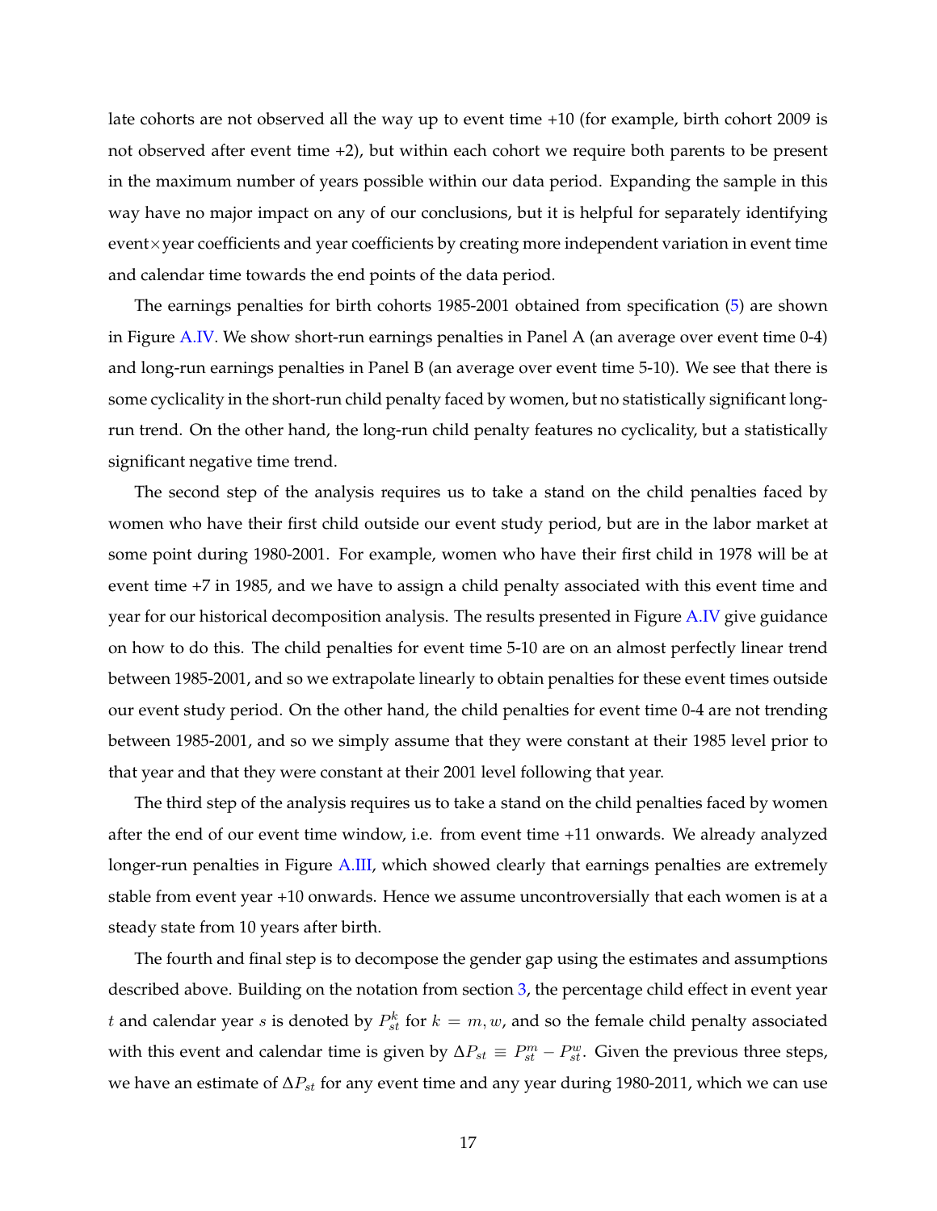late cohorts are not observed all the way up to event time +10 (for example, birth cohort 2009 is not observed after event time +2), but within each cohort we require both parents to be present in the maximum number of years possible within our data period. Expanding the sample in this way have no major impact on any of our conclusions, but it is helpful for separately identifying event×year coefficients and year coefficients by creating more independent variation in event time and calendar time towards the end points of the data period.

The earnings penalties for birth cohorts 1985-2001 obtained from specification (5) are shown in Figure A.IV. We show short-run earnings penalties in Panel A (an average over event time 0-4) and long-run earnings penalties in Panel B (an average over event time 5-10). We see that there is some cyclicality in the short-run child penalty faced by women, but no statistically significant long-run trend. On the other hand, the long-run child penalty features no cyclicality, but a statistically significant negative time trend.

The second step of the analysis requires us to take a stand on the child penalties faced by women who have their first child outside our event study period, but are in the labor market at some point during 1980-2001. For example, women who have their first child in 1978 will be at event time +7 in 1985, and we have to assign a child penalty associated with this event time and year for our historical decomposition analysis. The results presented in Figure A.IV give guidance on how to do this. The child penalties for event time 5-10 are on an almost perfectly linear trend between 1985-2001, and so we extrapolate linearly to obtain penalties for these event times outside our event study period. On the other hand, the child penalties for event time 0-4 are not trending between 1985-2001, and so we simply assume that they were constant at their 1985 level prior to that year and that they were constant at their 2001 level following that year.

The third step of the analysis requires us to take a stand on the child penalties faced by women after the end of our event time window, i.e. from event time +11 onwards. We already analyzed longer-run penalties in Figure A.III, which showed clearly that earnings penalties are extremely stable from event year +10 onwards. Hence we assume uncontroversially that each women is at a steady state from 10 years after birth.

The fourth and final step is to decompose the gender gap using the estimates and assumptions described above. Building on the notation from section 3, the percentage child effect in event year $t$ and calendar year $s$ is denoted by $P_{st}^{k}$ for $k = m, w$, and so the female child penalty associated with this event and calendar time is given by $\Delta P_{st} \equiv P_{st}^{m} - P_{st}^{w}$. Given the previous three steps, we have an estimate of $\Delta P_{st}$ for any event time and any year during 1980-2011, which we can use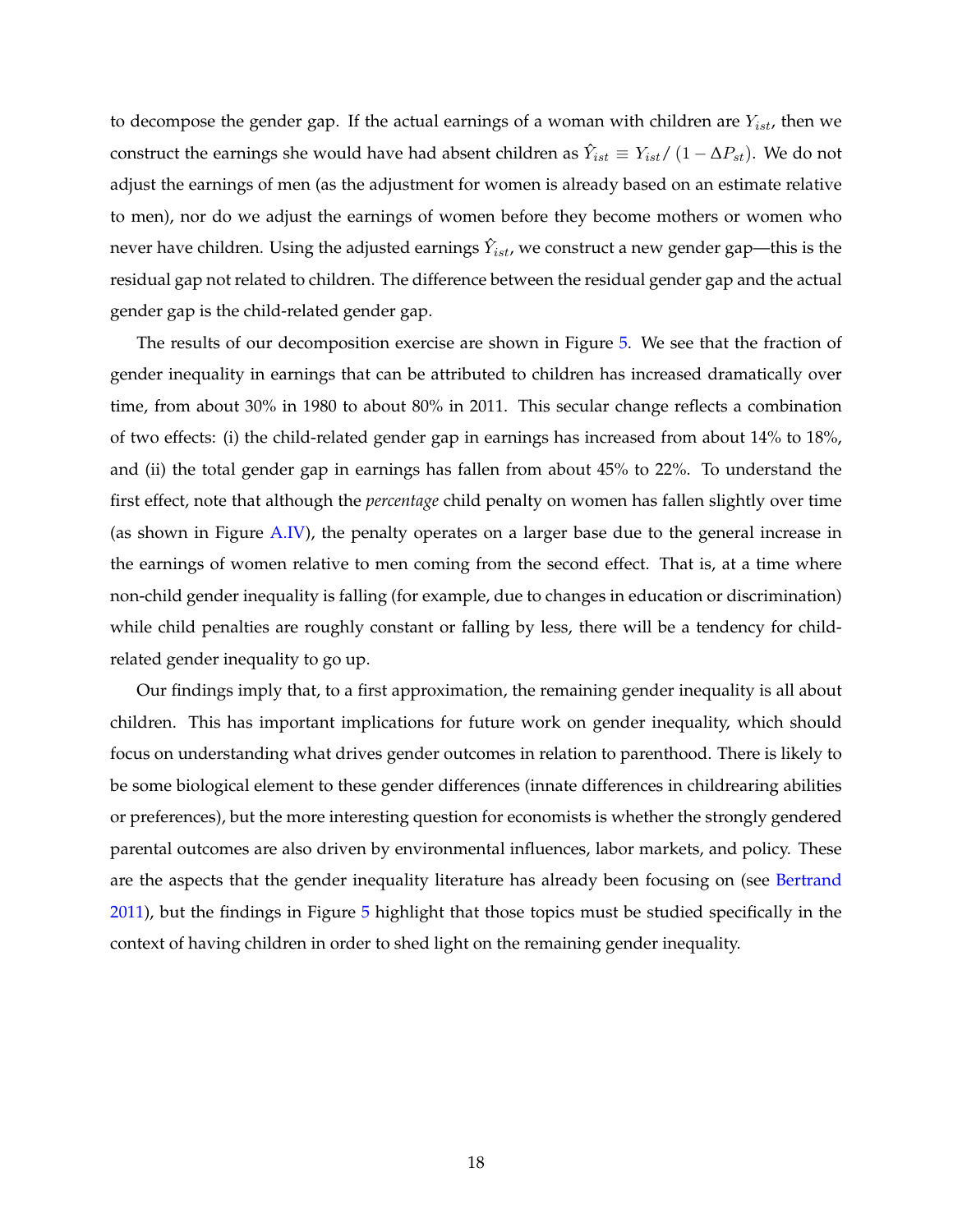to decompose the gender gap. If the actual earnings of a woman with children are $Y_{ist}$, then we construct the earnings she would have had absent children as $\hat{Y}_{ist} \equiv Y_{ist} / (1 - \Delta P_{st})$. We do not adjust the earnings of men (as the adjustment for women is already based on an estimate relative to men), nor do we adjust the earnings of women before they become mothers or women who never have children. Using the adjusted earnings $\hat{Y}_{ist}$, we construct a new gender gap—this is the residual gap not related to children. The difference between the residual gender gap and the actual gender gap is the child-related gender gap.

The results of our decomposition exercise are shown in Figure 5. We see that the fraction of gender inequality in earnings that can be attributed to children has increased dramatically over time, from about 30% in 1980 to about 80% in 2011. This secular change reflects a combination of two effects: (i) the child-related gender gap in earnings has increased from about 14% to 18%, and (ii) the total gender gap in earnings has fallen from about 45% to 22%. To understand the first effect, note that although the *percentage* child penalty on women has fallen slightly over time (as shown in Figure A.IV), the penalty operates on a larger base due to the general increase in the earnings of women relative to men coming from the second effect. That is, at a time where non-child gender inequality is falling (for example, due to changes in education or discrimination) while child penalties are roughly constant or falling by less, there will be a tendency for child-related gender inequality to go up.

Our findings imply that, to a first approximation, the remaining gender inequality is all about children. This has important implications for future work on gender inequality, which should focus on understanding what drives gender outcomes in relation to parenthood. There is likely to be some biological element to these gender differences (innate differences in childrearing abilities or preferences), but the more interesting question for economists is whether the strongly gendered parental outcomes are also driven by environmental influences, labor markets, and policy. These are the aspects that the gender inequality literature has already been focusing on (see Bertrand 2011), but the findings in Figure 5 highlight that those topics must be studied specifically in the context of having children in order to shed light on the remaining gender inequality.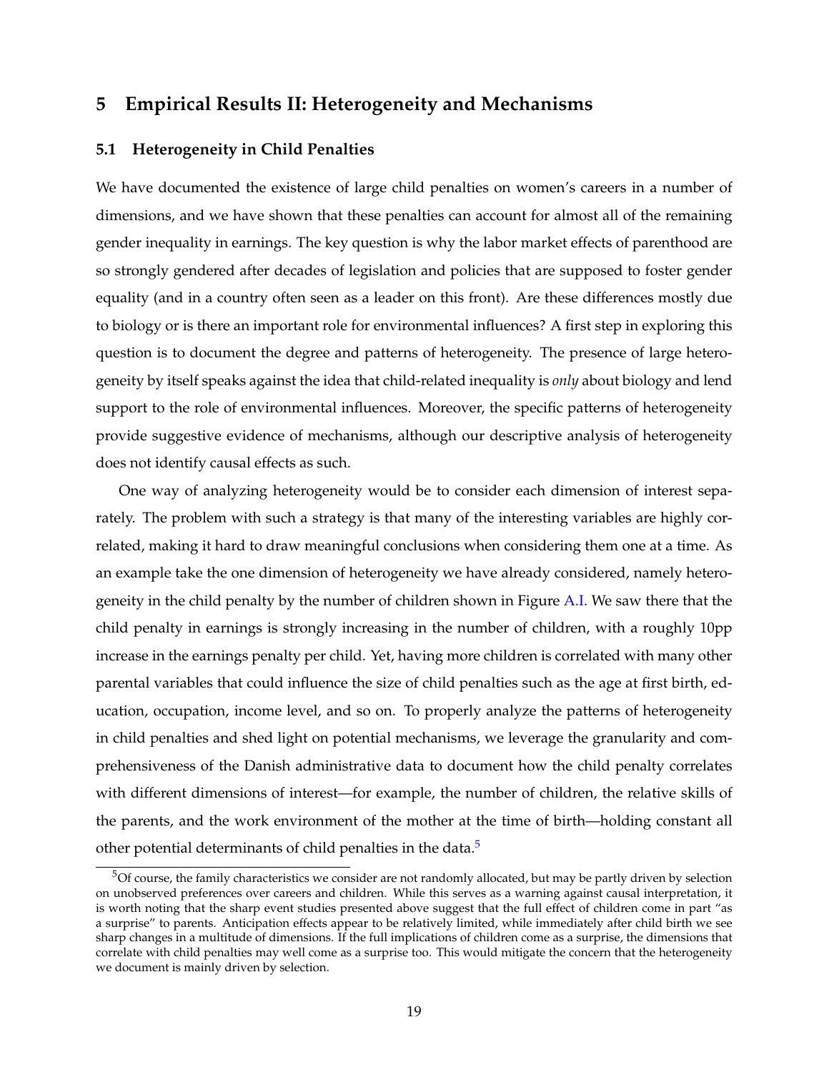# 5 Empirical Results II: Heterogeneity and Mechanisms

## 5.1 Heterogeneity in Child Penalties

We have documented the existence of large child penalties on women's careers in a number of dimensions, and we have shown that these penalties can account for almost all of the remaining gender inequality in earnings. The key question is why the labor market effects of parenthood are so strongly gendered after decades of legislation and policies that are supposed to foster gender equality (and in a country often seen as a leader on this front). Are these differences mostly due to biology or is there an important role for environmental influences? A first step in exploring this question is to document the degree and patterns of heterogeneity. The presence of large heterogeneity by itself speaks against the idea that child-related inequality is *only* about biology and lend support to the role of environmental influences. Moreover, the specific patterns of heterogeneity provide suggestive evidence of mechanisms, although our descriptive analysis of heterogeneity does not identify causal effects as such.

One way of analyzing heterogeneity would be to consider each dimension of interest separately. The problem with such a strategy is that many of the interesting variables are highly correlated, making it hard to draw meaningful conclusions when considering them one at a time. As an example take the one dimension of heterogeneity we have already considered, namely heterogeneity in the child penalty by the number of children shown in Figure A.I. We saw there that the child penalty in earnings is strongly increasing in the number of children, with a roughly 10pp increase in the earnings penalty per child. Yet, having more children is correlated with many other parental variables that could influence the size of child penalties such as the age at first birth, education, occupation, income level, and so on. To properly analyze the patterns of heterogeneity in child penalties and shed light on potential mechanisms, we leverage the granularity and comprehensiveness of the Danish administrative data to document how the child penalty correlates with different dimensions of interest—for example, the number of children, the relative skills of the parents, and the work environment of the mother at the time of birth—holding constant all other potential determinants of child penalties in the data.[5]

[5] Of course, the family characteristics we consider are not randomly allocated, but may be partly driven by selection on unobserved preferences over careers and children. While this serves as a warning against causal interpretation, it is worth noting that the sharp event studies presented above suggest that the full effect of children come in part "as a surprise" to parents. Anticipation effects appear to be relatively limited, while immediately after child birth we see sharp changes in a multitude of dimensions. If the full implications of children come as a surprise, the dimensions that correlate with child penalties may well come as a surprise too. This would mitigate the concern that the heterogeneity we document is mainly driven by selection.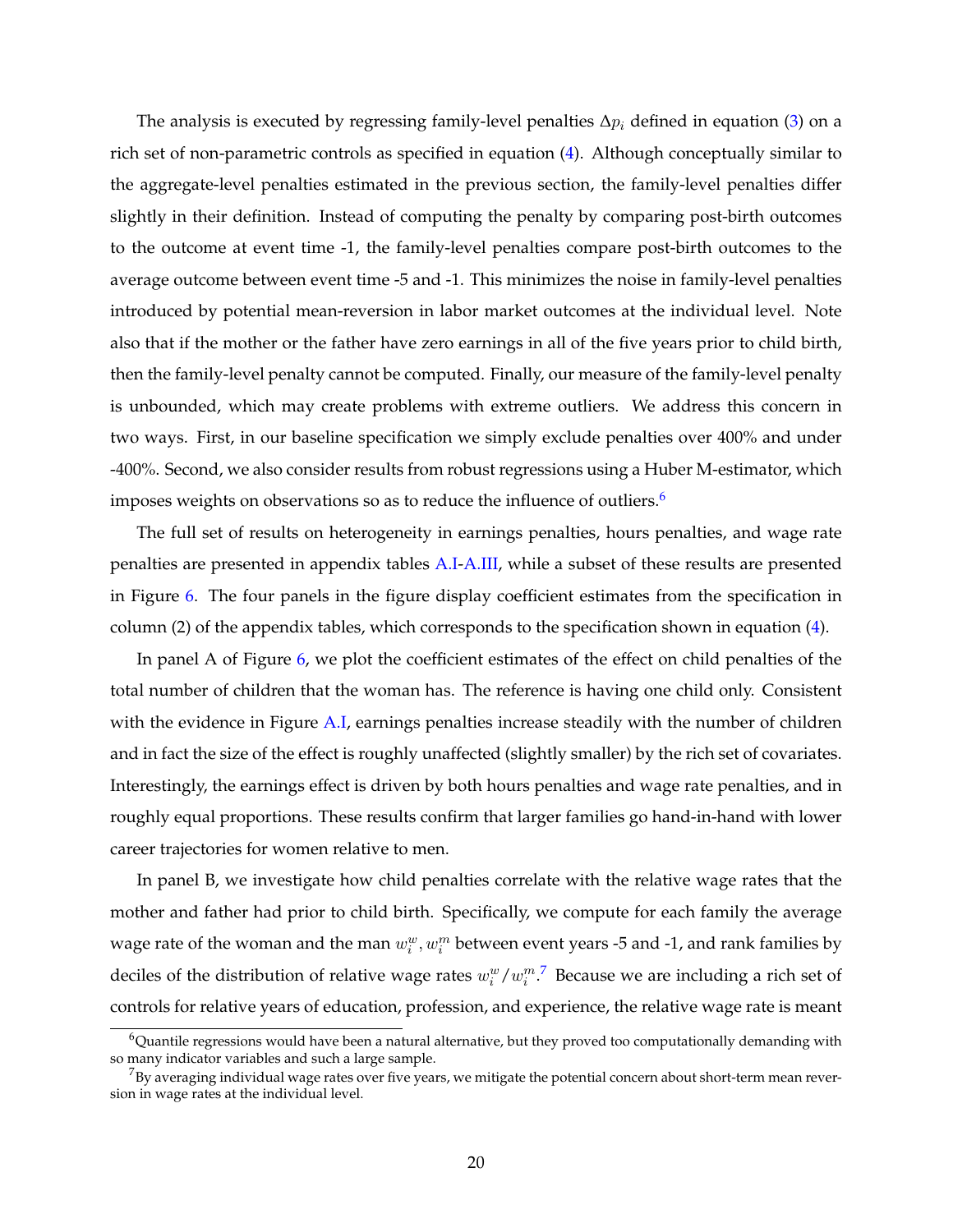The analysis is executed by regressing family-level penalties $\Delta p_i$ defined in equation (3) on a rich set of non-parametric controls as specified in equation (4). Although conceptually similar to the aggregate-level penalties estimated in the previous section, the family-level penalties differ slightly in their definition. Instead of computing the penalty by comparing post-birth outcomes to the outcome at event time -1, the family-level penalties compare post-birth outcomes to the average outcome between event time -5 and -1. This minimizes the noise in family-level penalties introduced by potential mean-reversion in labor market outcomes at the individual level. Note also that if the mother or the father have zero earnings in all of the five years prior to child birth, then the family-level penalty cannot be computed. Finally, our measure of the family-level penalty is unbounded, which may create problems with extreme outliers. We address this concern in two ways. First, in our baseline specification we simply exclude penalties over 400% and under -400%. Second, we also consider results from robust regressions using a Huber M-estimator, which imposes weights on observations so as to reduce the influence of outliers.[6]

The full set of results on heterogeneity in earnings penalties, hours penalties, and wage rate penalties are presented in appendix tables A.I-A.III, while a subset of these results are presented in Figure 6. The four panels in the figure display coefficient estimates from the specification in column (2) of the appendix tables, which corresponds to the specification shown in equation (4).

In panel A of Figure 6, we plot the coefficient estimates of the effect on child penalties of the total number of children that the woman has. The reference is having one child only. Consistent with the evidence in Figure A.I, earnings penalties increase steadily with the number of children and in fact the size of the effect is roughly unaffected (slightly smaller) by the rich set of covariates. Interestingly, the earnings effect is driven by both hours penalties and wage rate penalties, and in roughly equal proportions. These results confirm that larger families go hand-in-hand with lower career trajectories for women relative to men.

In panel B, we investigate how child penalties correlate with the relative wage rates that the mother and father had prior to child birth. Specifically, we compute for each family the average wage rate of the woman and the man $w_i^w, w_i^m$ between event years -5 and -1, and rank families by deciles of the distribution of relative wage rates $w_i^w / w_i^m$.[7] Because we are including a rich set of controls for relative years of education, profession, and experience, the relative wage rate is meant

[6] Quantile regressions would have been a natural alternative, but they proved too computationally demanding with so many indicator variables and such a large sample.

[7] By averaging individual wage rates over five years, we mitigate the potential concern about short-term mean reversion in wage rates at the individual level.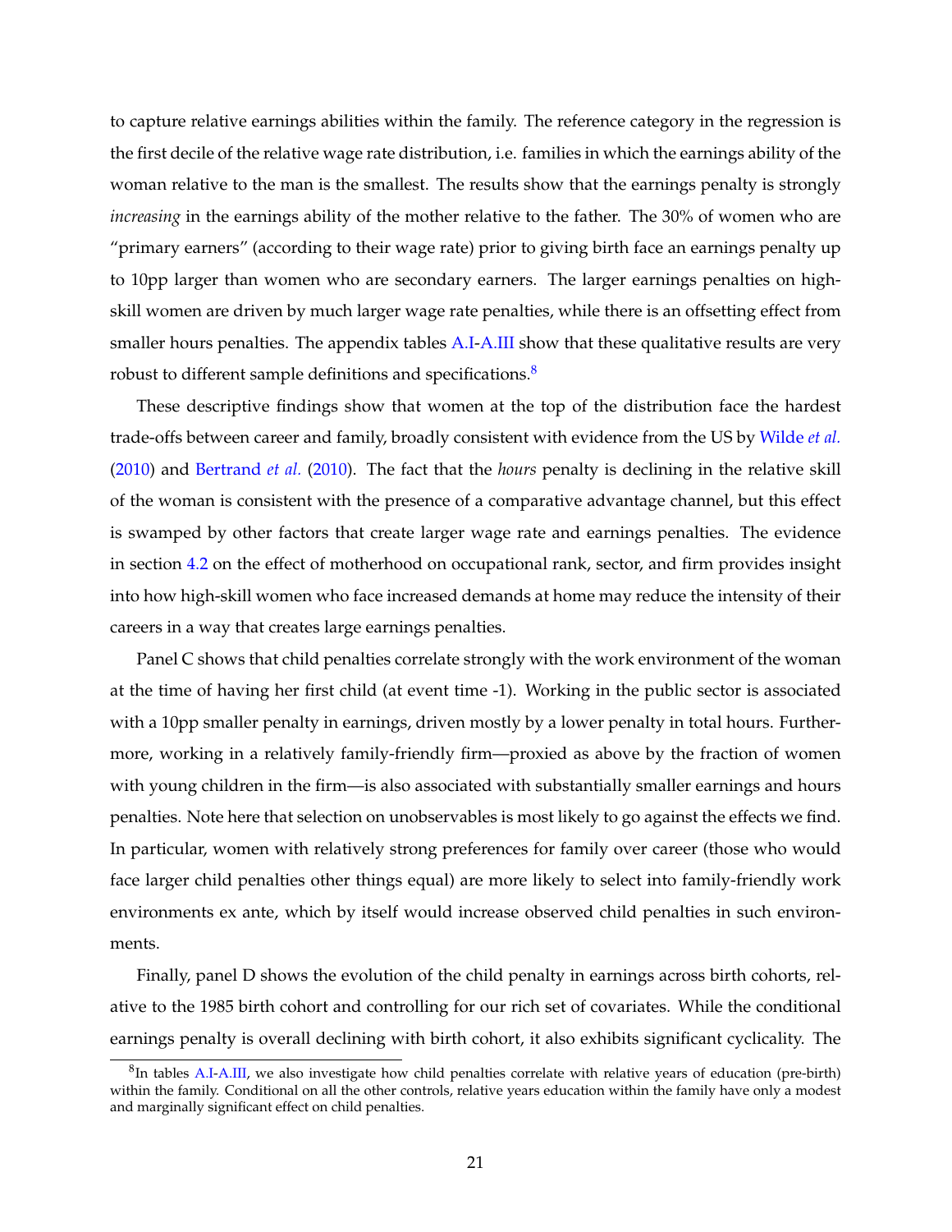to capture relative earnings abilities within the family. The reference category in the regression is the first decile of the relative wage rate distribution, i.e. families in which the earnings ability of the woman relative to the man is the smallest. The results show that the earnings penalty is strongly *increasing* in the earnings ability of the mother relative to the father. The 30% of women who are "primary earners" (according to their wage rate) prior to giving birth face an earnings penalty up to 10pp larger than women who are secondary earners. The larger earnings penalties on high-skill women are driven by much larger wage rate penalties, while there is an offsetting effect from smaller hours penalties. The appendix tables A.I-A.III show that these qualitative results are very robust to different sample definitions and specifications.[8]

These descriptive findings show that women at the top of the distribution face the hardest trade-offs between career and family, broadly consistent with evidence from the US by Wilde *et al.* (2010) and Bertrand *et al.* (2010). The fact that the *hours* penalty is declining in the relative skill of the woman is consistent with the presence of a comparative advantage channel, but this effect is swamped by other factors that create larger wage rate and earnings penalties. The evidence in section 4.2 on the effect of motherhood on occupational rank, sector, and firm provides insight into how high-skill women who face increased demands at home may reduce the intensity of their careers in a way that creates large earnings penalties.

Panel C shows that child penalties correlate strongly with the work environment of the woman at the time of having her first child (at event time -1). Working in the public sector is associated with a 10pp smaller penalty in earnings, driven mostly by a lower penalty in total hours. Furthermore, working in a relatively family-friendly firm—proxied as above by the fraction of women with young children in the firm—is also associated with substantially smaller earnings and hours penalties. Note here that selection on unobservables is most likely to go against the effects we find. In particular, women with relatively strong preferences for family over career (those who would face larger child penalties other things equal) are more likely to select into family-friendly work environments ex ante, which by itself would increase observed child penalties in such environments.

Finally, panel D shows the evolution of the child penalty in earnings across birth cohorts, relative to the 1985 birth cohort and controlling for our rich set of covariates. While the conditional earnings penalty is overall declining with birth cohort, it also exhibits significant cyclicality. The

[8] In tables A.I-A.III, we also investigate how child penalties correlate with relative years of education (pre-birth) within the family. Conditional on all the other controls, relative years education within the family have only a modest and marginally significant effect on child penalties.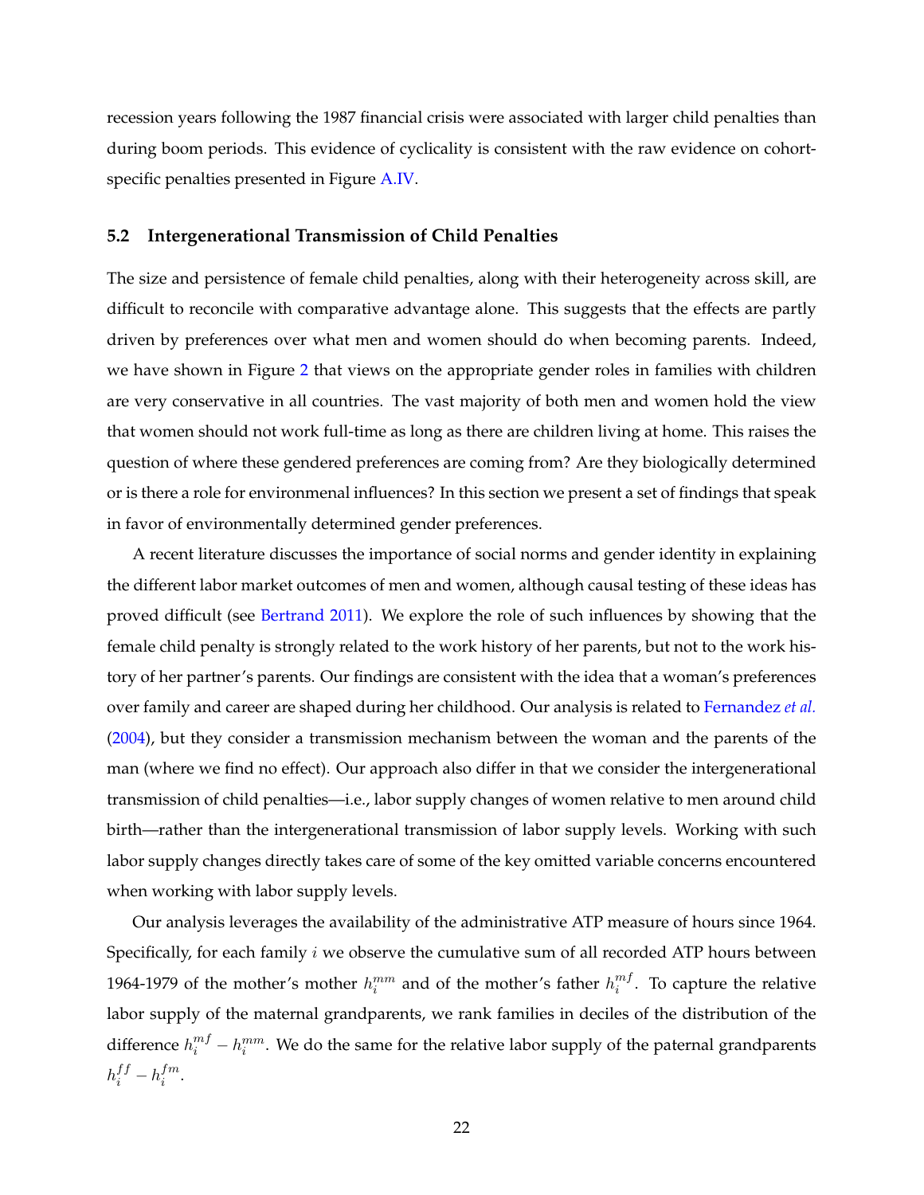recession years following the 1987 financial crisis were associated with larger child penalties than during boom periods. This evidence of cyclicality is consistent with the raw evidence on cohort-specific penalties presented in Figure A.IV.

### 5.2 Intergenerational Transmission of Child Penalties

The size and persistence of female child penalties, along with their heterogeneity across skill, are difficult to reconcile with comparative advantage alone. This suggests that the effects are partly driven by preferences over what men and women should do when becoming parents. Indeed, we have shown in Figure 2 that views on the appropriate gender roles in families with children are very conservative in all countries. The vast majority of both men and women hold the view that women should not work full-time as long as there are children living at home. This raises the question of where these gendered preferences are coming from? Are they biologically determined or is there a role for environmental influences? In this section we present a set of findings that speak in favor of environmentally determined gender preferences.

A recent literature discusses the importance of social norms and gender identity in explaining the different labor market outcomes of men and women, although causal testing of these ideas has proved difficult (see Bertrand 2011). We explore the role of such influences by showing that the female child penalty is strongly related to the work history of her parents, but not to the work history of her partner's parents. Our findings are consistent with the idea that a woman's preferences over family and career are shaped during her childhood. Our analysis is related to Fernandez *et al.* (2004), but they consider a transmission mechanism between the woman and the parents of the man (where we find no effect). Our approach also differ in that we consider the intergenerational transmission of child penalties—i.e., labor supply changes of women relative to men around child birth—rather than the intergenerational transmission of labor supply levels. Working with such labor supply changes directly takes care of some of the key omitted variable concerns encountered when working with labor supply levels.

Our analysis leverages the availability of the administrative ATP measure of hours since 1964. Specifically, for each family $i$ we observe the cumulative sum of all recorded ATP hours between 1964-1979 of the mother's mother $h_i^{mm}$ and of the mother's father $h_i^{mf}$. To capture the relative labor supply of the maternal grandparents, we rank families in deciles of the distribution of the difference $h_i^{mf} - h_i^{mm}$. We do the same for the relative labor supply of the paternal grandparents $h_i^{ff} - h_i^{fm}$.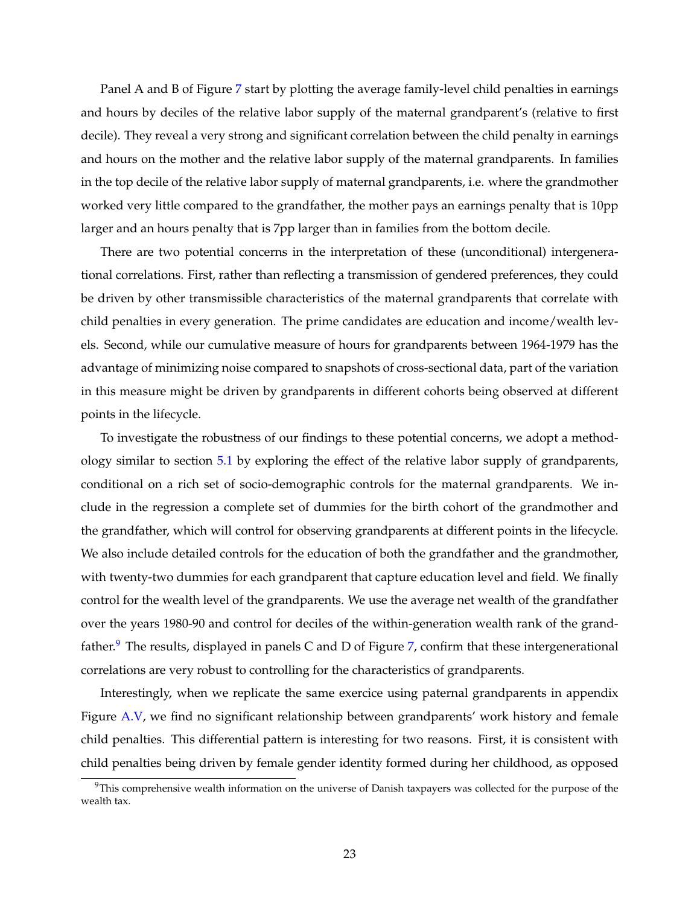Panel A and B of Figure 7 start by plotting the average family-level child penalties in earnings and hours by deciles of the relative labor supply of the maternal grandparent's (relative to first decile). They reveal a very strong and significant correlation between the child penalty in earnings and hours on the mother and the relative labor supply of the maternal grandparents. In families in the top decile of the relative labor supply of maternal grandparents, i.e. where the grandmother worked very little compared to the grandfather, the mother pays an earnings penalty that is 10pp larger and an hours penalty that is 7pp larger than in families from the bottom decile.

There are two potential concerns in the interpretation of these (unconditional) intergenerational correlations. First, rather than reflecting a transmission of gendered preferences, they could be driven by other transmissible characteristics of the maternal grandparents that correlate with child penalties in every generation. The prime candidates are education and income/wealth levels. Second, while our cumulative measure of hours for grandparents between 1964-1979 has the advantage of minimizing noise compared to snapshots of cross-sectional data, part of the variation in this measure might be driven by grandparents in different cohorts being observed at different points in the lifecycle.

To investigate the robustness of our findings to these potential concerns, we adopt a methodology similar to section 5.1 by exploring the effect of the relative labor supply of grandparents, conditional on a rich set of socio-demographic controls for the maternal grandparents. We include in the regression a complete set of dummies for the birth cohort of the grandmother and the grandfather, which will control for observing grandparents at different points in the lifecycle. We also include detailed controls for the education of both the grandfather and the grandmother, with twenty-two dummies for each grandparent that capture education level and field. We finally control for the wealth level of the grandparents. We use the average net wealth of the grandfather over the years 1980-90 and control for deciles of the within-generation wealth rank of the grandfather.[9] The results, displayed in panels C and D of Figure 7, confirm that these intergenerational correlations are very robust to controlling for the characteristics of grandparents.

Interestingly, when we replicate the same exercice using paternal grandparents in appendix Figure A.V, we find no significant relationship between grandparents' work history and female child penalties. This differential pattern is interesting for two reasons. First, it is consistent with child penalties being driven by female gender identity formed during her childhood, as opposed

[9] This comprehensive wealth information on the universe of Danish taxpayers was collected for the purpose of the wealth tax.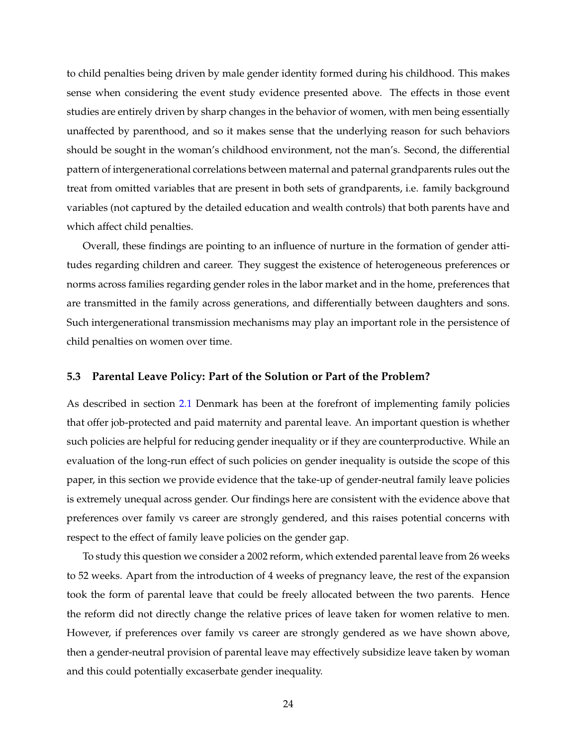to child penalties being driven by male gender identity formed during his childhood. This makes sense when considering the event study evidence presented above. The effects in those event studies are entirely driven by sharp changes in the behavior of women, with men being essentially unaffected by parenthood, and so it makes sense that the underlying reason for such behaviors should be sought in the woman's childhood environment, not the man's. Second, the differential pattern of intergenerational correlations between maternal and paternal grandparents rules out the treat from omitted variables that are present in both sets of grandparents, i.e. family background variables (not captured by the detailed education and wealth controls) that both parents have and which affect child penalties.

Overall, these findings are pointing to an influence of nurture in the formation of gender attitudes regarding children and career. They suggest the existence of heterogeneous preferences or norms across families regarding gender roles in the labor market and in the home, preferences that are transmitted in the family across generations, and differentially between daughters and sons. Such intergenerational transmission mechanisms may play an important role in the persistence of child penalties on women over time.

### 5.3 Parental Leave Policy: Part of the Solution or Part of the Problem?

As described in section 2.1 Denmark has been at the forefront of implementing family policies that offer job-protected and paid maternity and parental leave. An important question is whether such policies are helpful for reducing gender inequality or if they are counterproductive. While an evaluation of the long-run effect of such policies on gender inequality is outside the scope of this paper, in this section we provide evidence that the take-up of gender-neutral family leave policies is extremely unequal across gender. Our findings here are consistent with the evidence above that preferences over family vs career are strongly gendered, and this raises potential concerns with respect to the effect of family leave policies on the gender gap.

To study this question we consider a 2002 reform, which extended parental leave from 26 weeks to 52 weeks. Apart from the introduction of 4 weeks of pregnancy leave, the rest of the expansion took the form of parental leave that could be freely allocated between the two parents. Hence the reform did not directly change the relative prices of leave taken for women relative to men. However, if preferences over family vs career are strongly gendered as we have shown above, then a gender-neutral provision of parental leave may effectively subsidize leave taken by woman and this could potentially excaserbate gender inequality.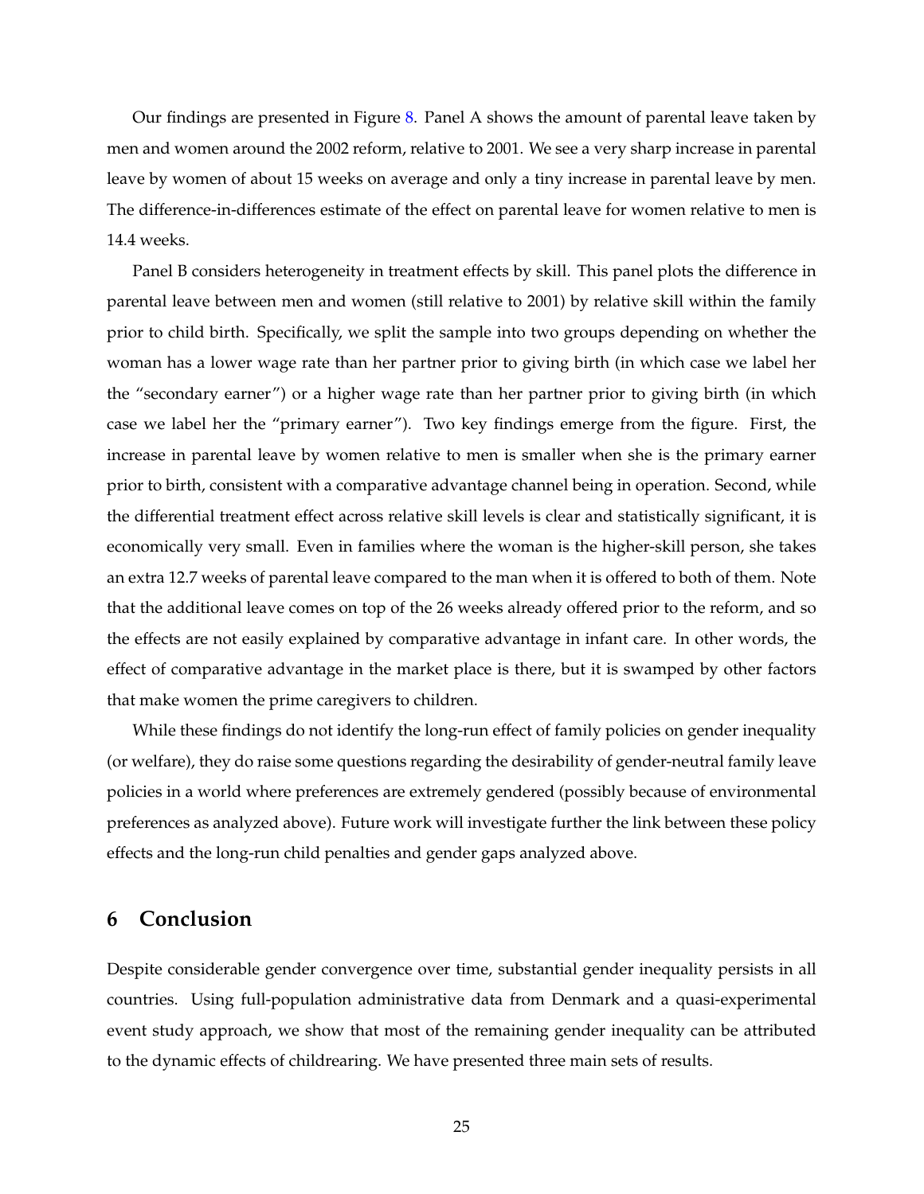Our findings are presented in Figure 8. Panel A shows the amount of parental leave taken by men and women around the 2002 reform, relative to 2001. We see a very sharp increase in parental leave by women of about 15 weeks on average and only a tiny increase in parental leave by men. The difference-in-differences estimate of the effect on parental leave for women relative to men is 14.4 weeks.

Panel B considers heterogeneity in treatment effects by skill. This panel plots the difference in parental leave between men and women (still relative to 2001) by relative skill within the family prior to child birth. Specifically, we split the sample into two groups depending on whether the woman has a lower wage rate than her partner prior to giving birth (in which case we label her the "secondary earner") or a higher wage rate than her partner prior to giving birth (in which case we label her the "primary earner"). Two key findings emerge from the figure. First, the increase in parental leave by women relative to men is smaller when she is the primary earner prior to birth, consistent with a comparative advantage channel being in operation. Second, while the differential treatment effect across relative skill levels is clear and statistically significant, it is economically very small. Even in families where the woman is the higher-skill person, she takes an extra 12.7 weeks of parental leave compared to the man when it is offered to both of them. Note that the additional leave comes on top of the 26 weeks already offered prior to the reform, and so the effects are not easily explained by comparative advantage in infant care. In other words, the effect of comparative advantage in the market place is there, but it is swamped by other factors that make women the prime caregivers to children.

While these findings do not identify the long-run effect of family policies on gender inequality (or welfare), they do raise some questions regarding the desirability of gender-neutral family leave policies in a world where preferences are extremely gendered (possibly because of environmental preferences as analyzed above). Future work will investigate further the link between these policy effects and the long-run child penalties and gender gaps analyzed above.

## 6 Conclusion

Despite considerable gender convergence over time, substantial gender inequality persists in all countries. Using full-population administrative data from Denmark and a quasi-experimental event study approach, we show that most of the remaining gender inequality can be attributed to the dynamic effects of childrearing. We have presented three main sets of results.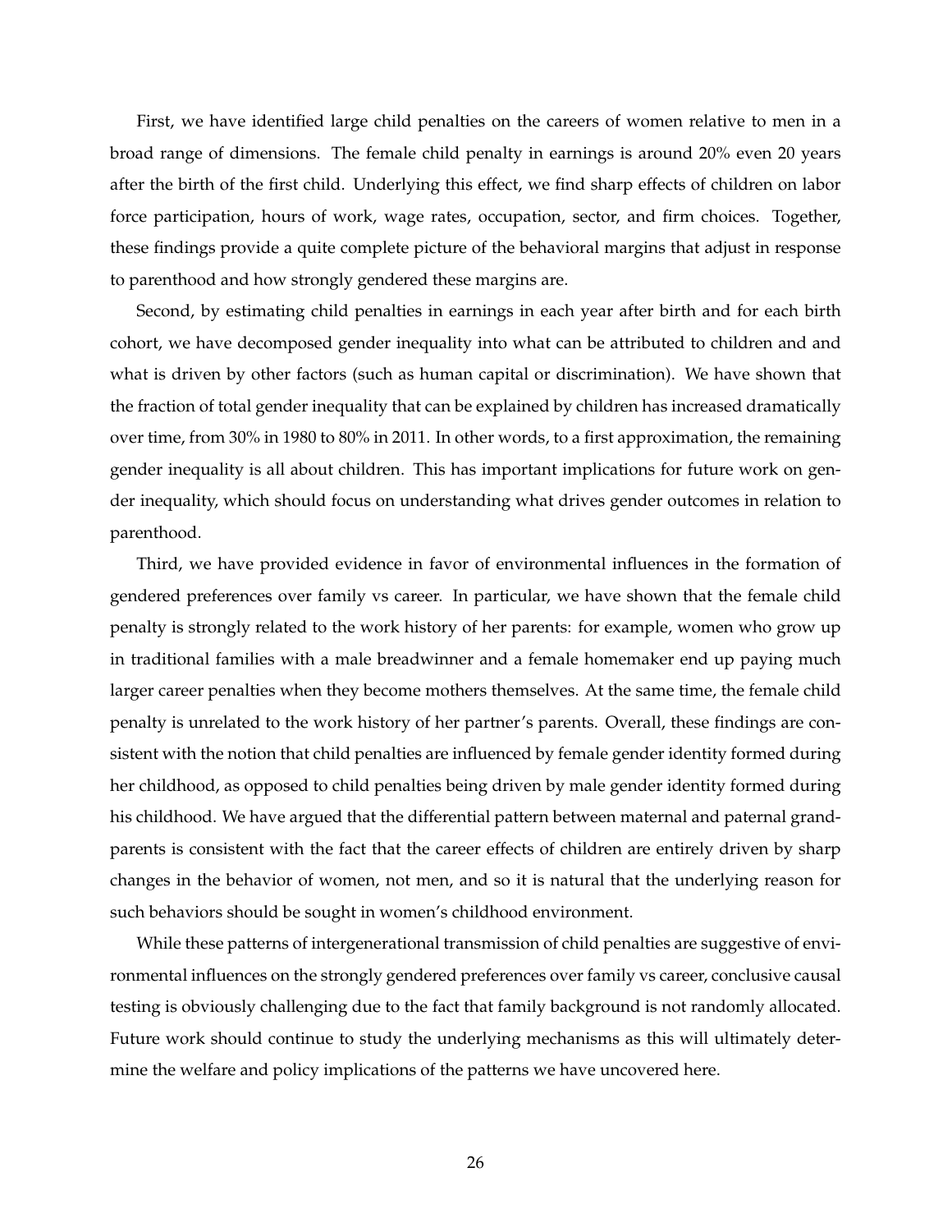First, we have identified large child penalties on the careers of women relative to men in a broad range of dimensions. The female child penalty in earnings is around 20% even 20 years after the birth of the first child. Underlying this effect, we find sharp effects of children on labor force participation, hours of work, wage rates, occupation, sector, and firm choices. Together, these findings provide a quite complete picture of the behavioral margins that adjust in response to parenthood and how strongly gendered these margins are.

Second, by estimating child penalties in earnings in each year after birth and for each birth cohort, we have decomposed gender inequality into what can be attributed to children and and what is driven by other factors (such as human capital or discrimination). We have shown that the fraction of total gender inequality that can be explained by children has increased dramatically over time, from 30% in 1980 to 80% in 2011. In other words, to a first approximation, the remaining gender inequality is all about children. This has important implications for future work on gender inequality, which should focus on understanding what drives gender outcomes in relation to parenthood.

Third, we have provided evidence in favor of environmental influences in the formation of gendered preferences over family vs career. In particular, we have shown that the female child penalty is strongly related to the work history of her parents: for example, women who grow up in traditional families with a male breadwinner and a female homemaker end up paying much larger career penalties when they become mothers themselves. At the same time, the female child penalty is unrelated to the work history of her partner's parents. Overall, these findings are consistent with the notion that child penalties are influenced by female gender identity formed during her childhood, as opposed to child penalties being driven by male gender identity formed during his childhood. We have argued that the differential pattern between maternal and paternal grandparents is consistent with the fact that the career effects of children are entirely driven by sharp changes in the behavior of women, not men, and so it is natural that the underlying reason for such behaviors should be sought in women's childhood environment.

While these patterns of intergenerational transmission of child penalties are suggestive of environmental influences on the strongly gendered preferences over family vs career, conclusive causal testing is obviously challenging due to the fact that family background is not randomly allocated. Future work should continue to study the underlying mechanisms as this will ultimately determine the welfare and policy implications of the patterns we have uncovered here.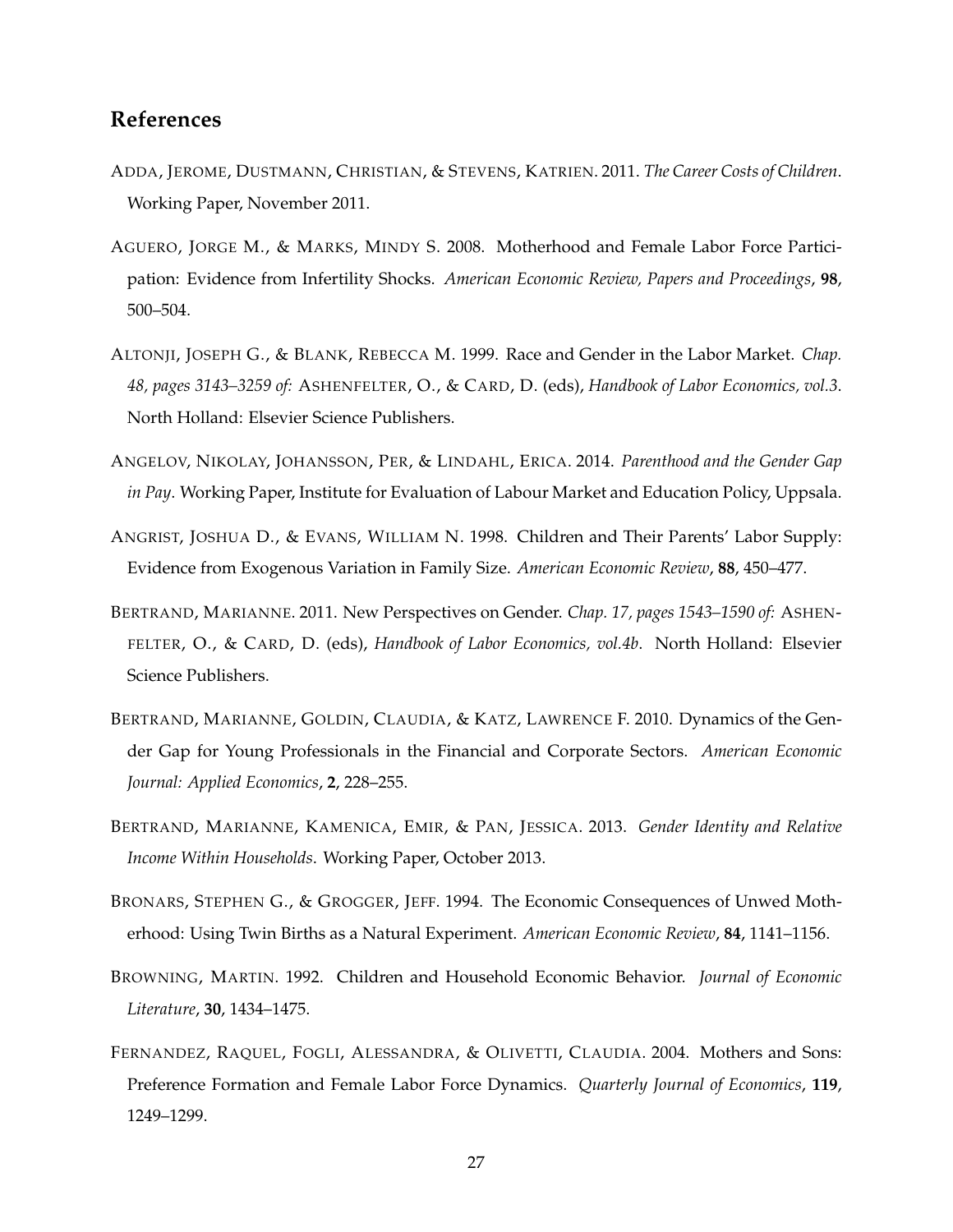## References

Adda, Jerome, Dustmann, Christian, & Stevens, Katrien. 2011. *The Career Costs of Children*. Working Paper, November 2011.

Aguero, Jorge M., & Marks, Mindy S. 2008. Motherhood and Female Labor Force Participation: Evidence from Infertility Shocks. *American Economic Review, Papers and Proceedings*, **98**, 500–504.

Altonji, Joseph G., & Blank, Rebecca M. 1999. Race and Gender in the Labor Market. *Chap. 48, pages 3143–3259 of:* Ashenfelter, O., & Card, D. (eds), *Handbook of Labor Economics, vol.3*. North Holland: Elsevier Science Publishers.

Angelov, Nikolay, Johansson, Per, & Lindahl, Erica. 2014. *Parenthood and the Gender Gap in Pay*. Working Paper, Institute for Evaluation of Labour Market and Education Policy, Uppsala.

Angrist, Joshua D., & Evans, William N. 1998. Children and Their Parents' Labor Supply: Evidence from Exogenous Variation in Family Size. *American Economic Review*, **88**, 450–477.

Bertrand, Marianne. 2011. New Perspectives on Gender. *Chap. 17, pages 1543–1590 of:* Ashenfelter, O., & Card, D. (eds), *Handbook of Labor Economics, vol.4b*. North Holland: Elsevier Science Publishers.

Bertrand, Marianne, Goldin, Claudia, & Katz, Lawrence F. 2010. Dynamics of the Gender Gap for Young Professionals in the Financial and Corporate Sectors. *American Economic Journal: Applied Economics*, **2**, 228–255.

Bertrand, Marianne, Kamenica, Emir, & Pan, Jessica. 2013. *Gender Identity and Relative Income Within Households*. Working Paper, October 2013.

Bronars, Stephen G., & Grogger, Jeff. 1994. The Economic Consequences of Unwed Motherhood: Using Twin Births as a Natural Experiment. *American Economic Review*, **84**, 1141–1156.

Browning, Martin. 1992. Children and Household Economic Behavior. *Journal of Economic Literature*, **30**, 1434–1475.

Fernandez, Raquel, Fogli, Alessandra, & Olivetti, Claudia. 2004. Mothers and Sons: Preference Formation and Female Labor Force Dynamics. *Quarterly Journal of Economics*, **119**, 1249–1299.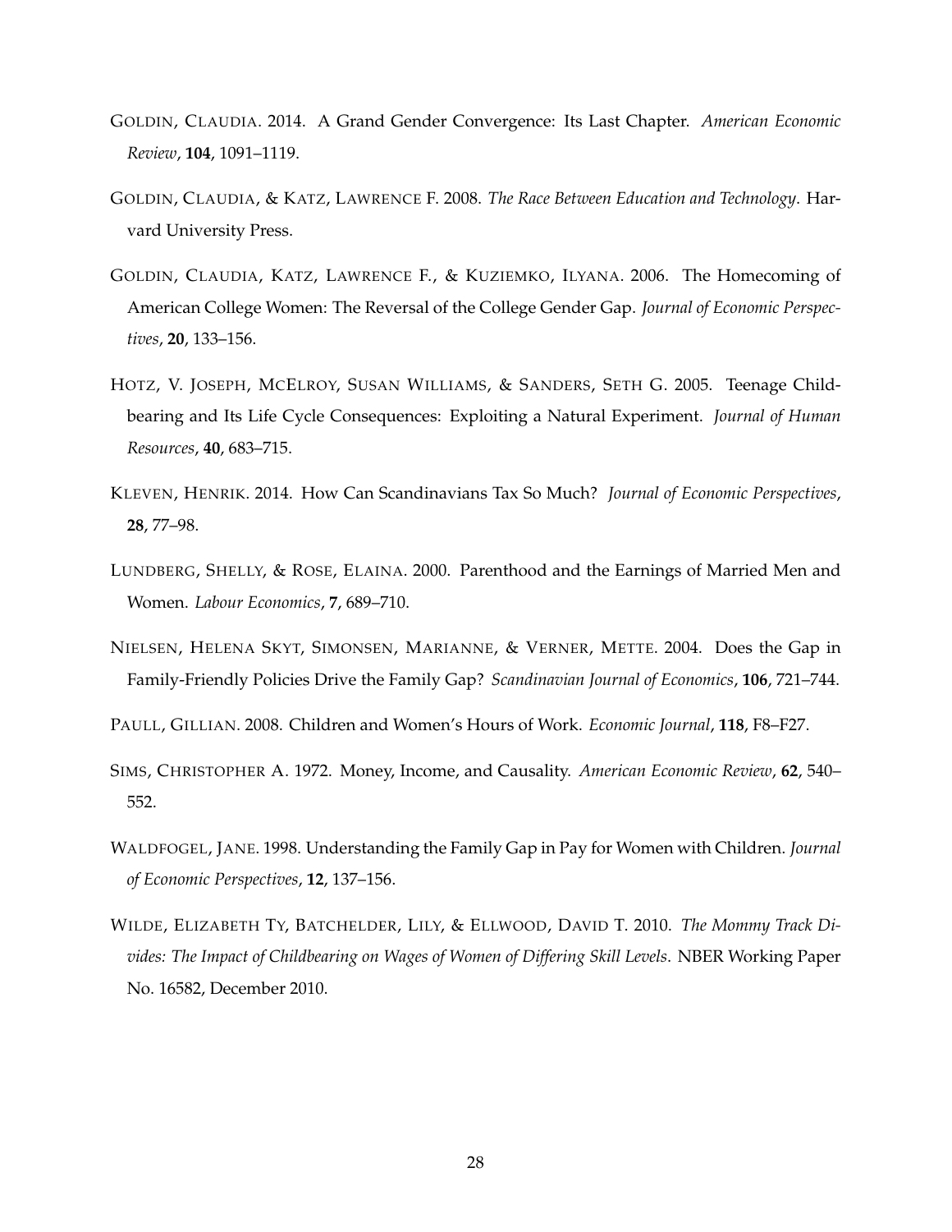GOLDIN, CLAUDIA. 2014. A Grand Gender Convergence: Its Last Chapter. *American Economic Review*, **104**, 1091–1119.

GOLDIN, CLAUDIA, & KATZ, LAWRENCE F. 2008. *The Race Between Education and Technology*. Harvard University Press.

GOLDIN, CLAUDIA, KATZ, LAWRENCE F., & KUZIEMKO, ILYANA. 2006. The Homecoming of American College Women: The Reversal of the College Gender Gap. *Journal of Economic Perspectives*, **20**, 133–156.

HOTZ, V. JOSEPH, MCELROY, SUSAN WILLIAMS, & SANDERS, SETH G. 2005. Teenage Childbearing and Its Life Cycle Consequences: Exploiting a Natural Experiment. *Journal of Human Resources*, **40**, 683–715.

KLEVEN, HENRIK. 2014. How Can Scandinavians Tax So Much? *Journal of Economic Perspectives*, **28**, 77–98.

LUNDBERG, SHELLY, & ROSE, ELAINA. 2000. Parenthood and the Earnings of Married Men and Women. *Labour Economics*, **7**, 689–710.

NIELSEN, HELENA SKYT, SIMONSEN, MARIANNE, & VERNER, METTE. 2004. Does the Gap in Family-Friendly Policies Drive the Family Gap? *Scandinavian Journal of Economics*, **106**, 721–744.

PAULL, GILLIAN. 2008. Children and Women's Hours of Work. *Economic Journal*, **118**, F8–F27.

SIMS, CHRISTOPHER A. 1972. Money, Income, and Causality. *American Economic Review*, **62**, 540–552.

WALDFOGEL, JANE. 1998. Understanding the Family Gap in Pay for Women with Children. *Journal of Economic Perspectives*, **12**, 137–156.

WILDE, ELIZABETH TY, BATCHELDER, LILY, & ELLWOOD, DAVID T. 2010. *The Mommy Track Divides: The Impact of Childbearing on Wages of Women of Differing Skill Levels*. NBER Working Paper No. 16582, December 2010.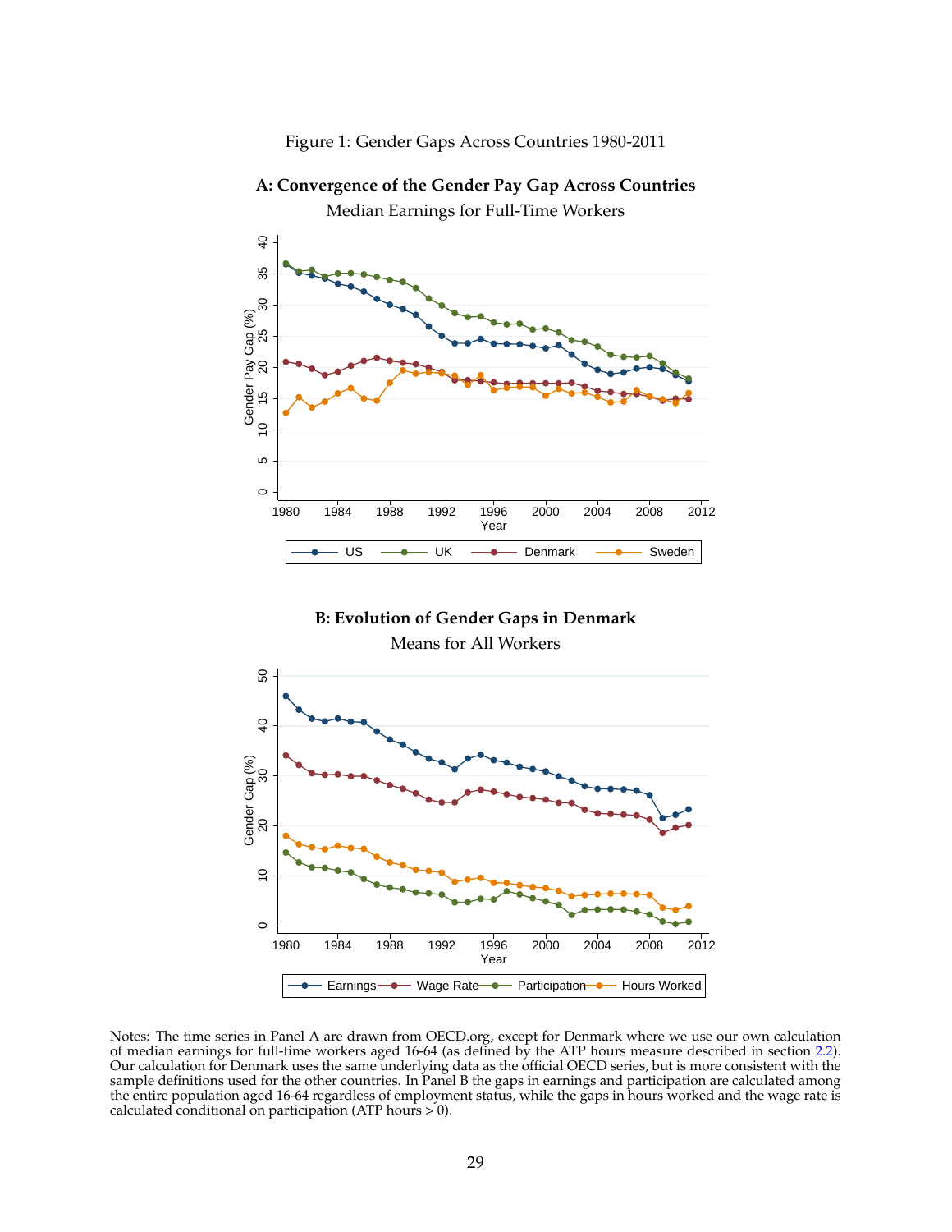Figure 1: Gender Gaps Across Countries 1980-2011

**A: Convergence of the Gender Pay Gap Across Countries**

Median Earnings for Full-Time Workers

**B: Evolution of Gender Gaps in Denmark**

Means for All Workers

Notes: The time series in Panel A are drawn from OECD.org, except for Denmark where we use our own calculation of median earnings for full-time workers aged 16-64 (as defined by the ATP hours measure described in section 2.2). Our calculation for Denmark uses the same underlying data as the official OECD series, but is more consistent with the sample definitions used for the other countries. In Panel B the gaps in earnings and participation are calculated among the entire population aged 16-64 regardless of employment status, while the gaps in hours worked and the wage rate is calculated conditional on participation (ATP hours > 0).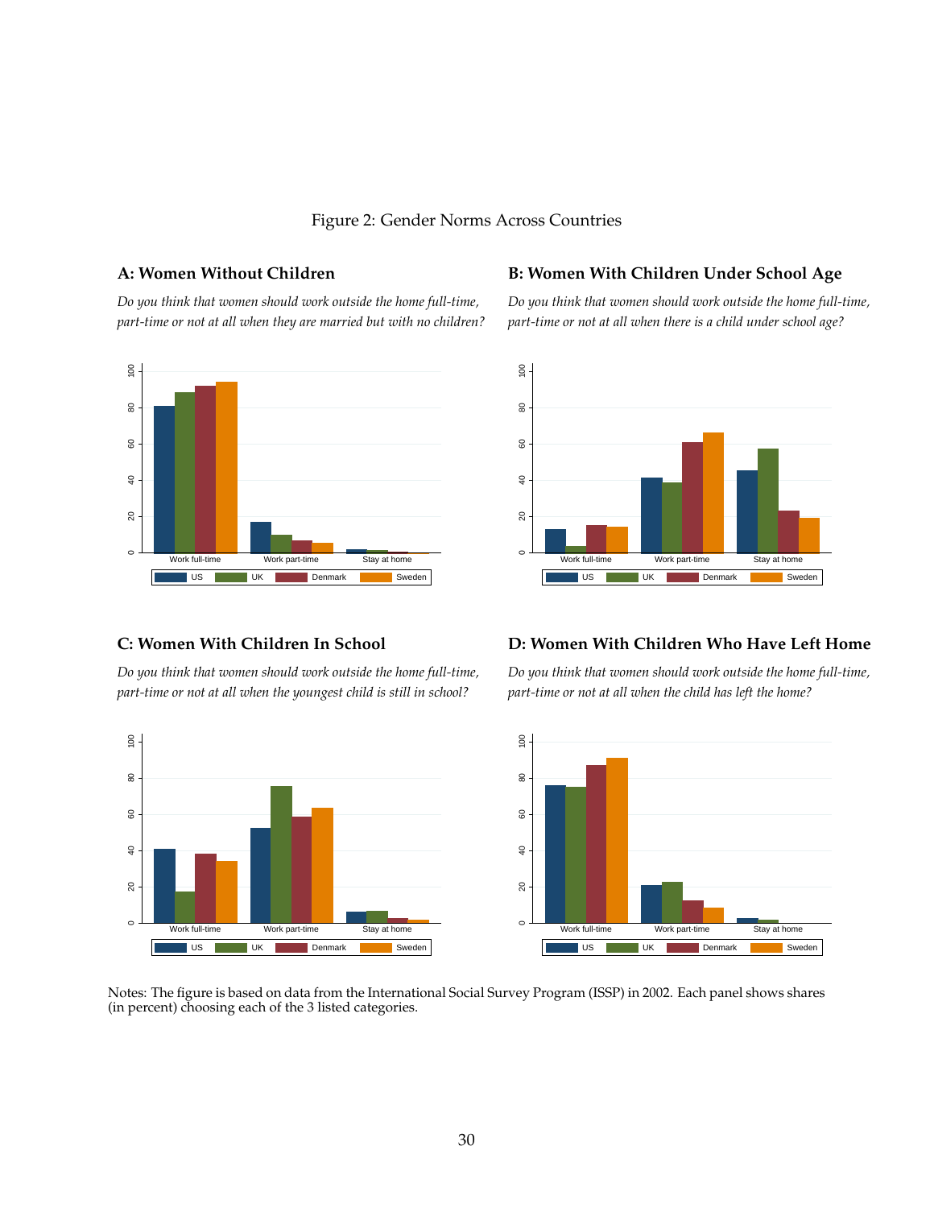Figure 2: Gender Norms Across Countries

**A: Women Without Children**

*Do you think that women should work outside the home full-time, part-time or not at all when they are married but with no children?*

**B: Women With Children Under School Age**

*Do you think that women should work outside the home full-time, part-time or not at all when there is a child under school age?*

**C: Women With Children In School**

*Do you think that women should work outside the home full-time, part-time or not at all when the youngest child is still in school?*

**D: Women With Children Who Have Left Home**

*Do you think that women should work outside the home full-time, part-time or not at all when the child has left the home?*

Notes: The figure is based on data from the International Social Survey Program (ISSP) in 2002. Each panel shows shares (in percent) choosing each of the 3 listed categories.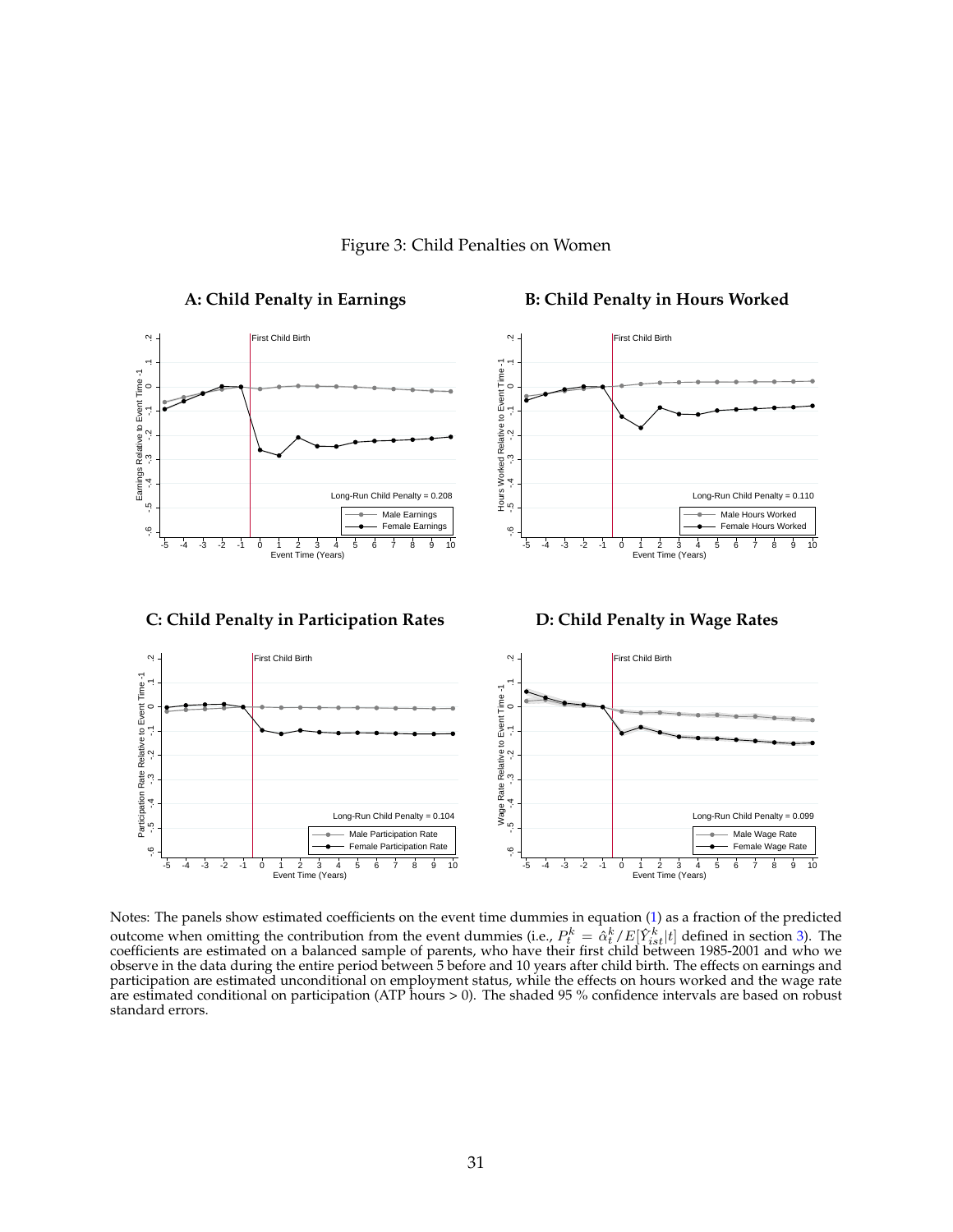Figure 3: Child Penalties on Women

**A: Child Penalty in Earnings**

**B: Child Penalty in Hours Worked**

**C: Child Penalty in Participation Rates**

**D: Child Penalty in Wage Rates**

Notes: The panels show estimated coefficients on the event time dummies in equation (1) as a fraction of the predicted outcome when omitting the contribution from the event dummies (i.e., $P_t^k = \hat{\alpha}_t^k / E[\tilde{Y}_{ist}^k | t]$ defined in section 3). The coefficients are estimated on a balanced sample of parents, who have their first child between 1985-2001 and who we observe in the data during the entire period between 5 before and 10 years after child birth. The effects on earnings and participation are estimated unconditional on employment status, while the effects on hours worked and the wage rate are estimated conditional on participation (ATP hours > 0). The shaded 95 % confidence intervals are based on robust standard errors.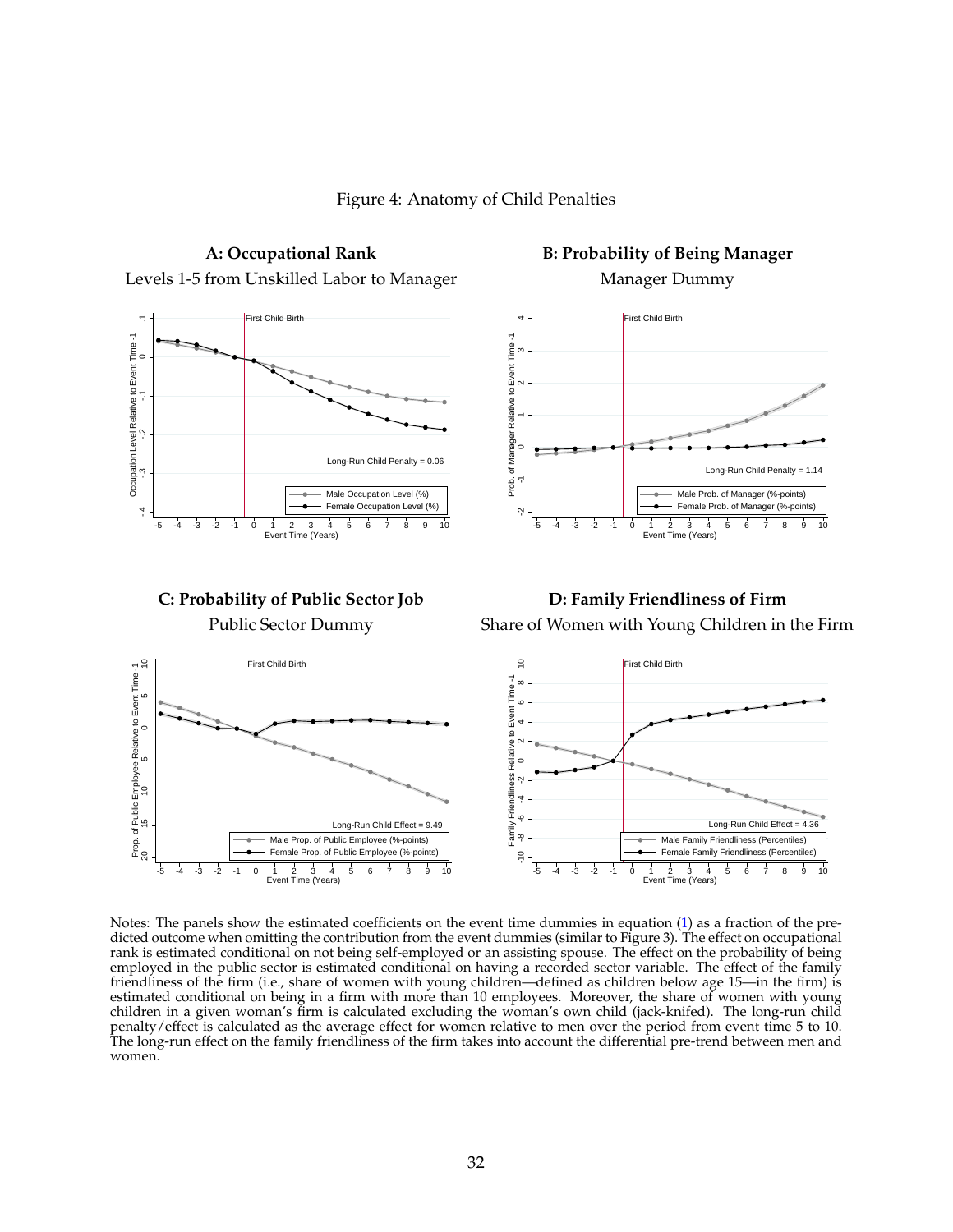Figure 4: Anatomy of Child Penalties

**A: Occupational Rank**

Levels 1-5 from Unskilled Labor to Manager

**B: Probability of Being Manager**

Manager Dummy

**C: Probability of Public Sector Job**

Public Sector Dummy

**D: Family Friendliness of Firm**

Share of Women with Young Children in the Firm

Notes: The panels show the estimated coefficients on the event time dummies in equation (1) as a fraction of the predicted outcome when omitting the contribution from the event dummies (similar to Figure 3). The effect on occupational rank is estimated conditional on not being self-employed or an assisting spouse. The effect on the probability of being employed in the public sector is estimated conditional on having a recorded sector variable. The effect of the family friendliness of the firm (i.e., share of women with young children—defined as children below age 15—in the firm) is estimated conditional on being in a firm with more than 10 employees. Moreover, the share of women with young children in a given woman's firm is calculated excluding the woman's own child (jack-knifed). The long-run child penalty/effect is calculated as the average effect for women relative to men over the period from event time 5 to 10. The long-run effect on the family friendliness of the firm takes into account the differential pre-trend between men and women.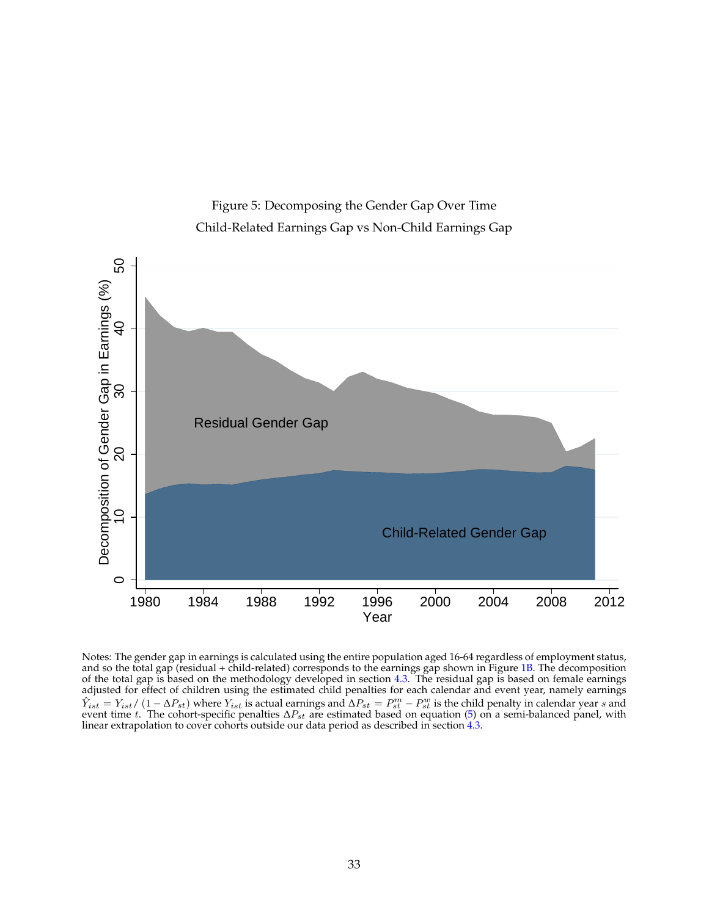Figure 5: Decomposing the Gender Gap Over Time

Child-Related Earnings Gap vs Non-Child Earnings Gap

Notes: The gender gap in earnings is calculated using the entire population aged 16-64 regardless of employment status, and so the total gap (residual + child-related) corresponds to the earnings gap shown in Figure 1B. The decomposition of the total gap is based on the methodology developed in section 4.3. The residual gap is based on female earnings adjusted for effect of children using the estimated child penalties for each calendar and event year, namely earnings $\hat{Y}_{ist} = Y_{ist} / (1 - \Delta P_{st})$ where $Y_{ist}$ is actual earnings and $\Delta P_{st} = P^m_{st} - P^w_{st}$ is the child penalty in calendar year $s$ and event time $t$. The cohort-specific penalties $\Delta P_{st}$ are estimated based on equation (5) on a semi-balanced panel, with linear extrapolation to cover cohorts outside our data period as described in section 4.3.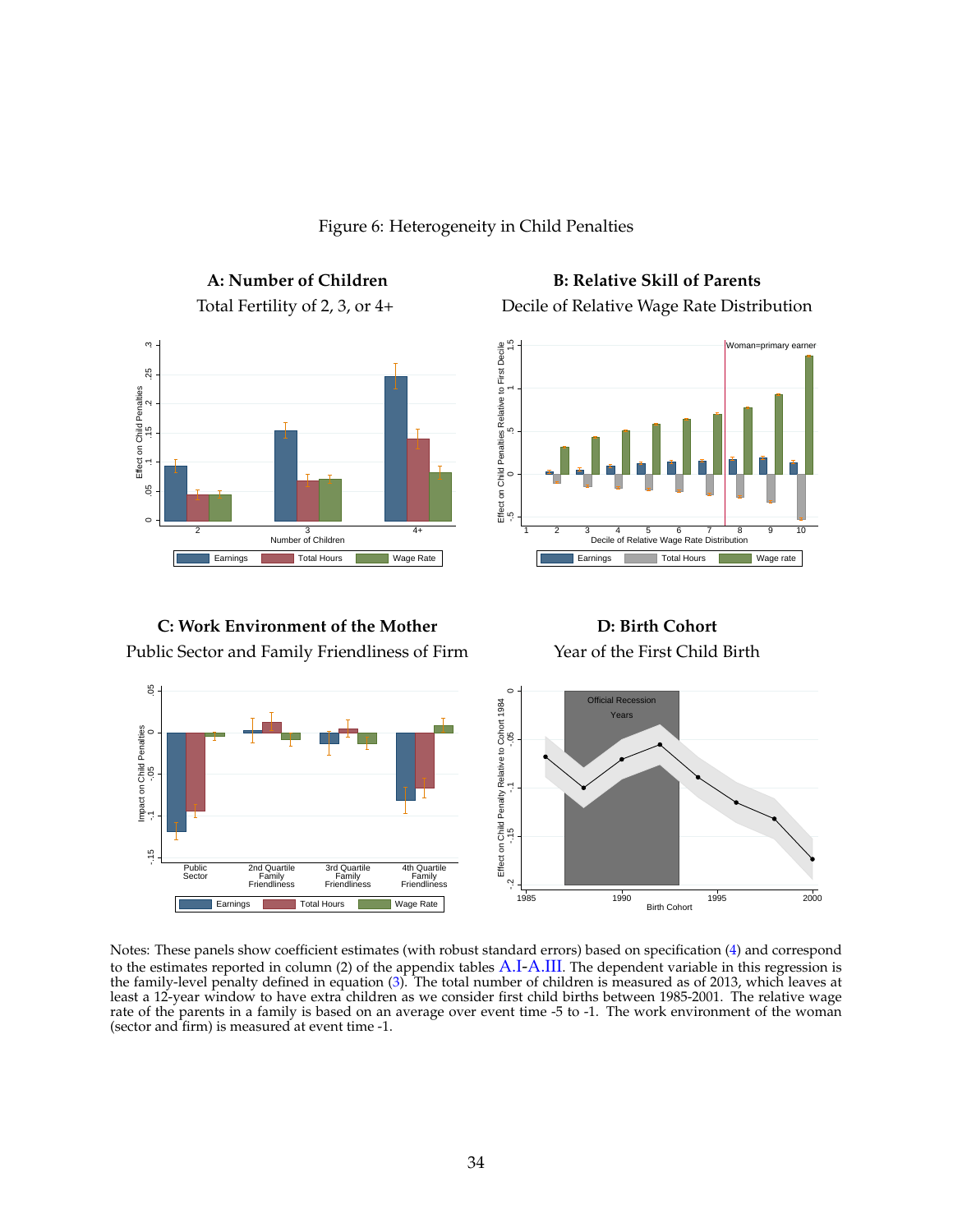Figure 6: Heterogeneity in Child Penalties

**A: Number of Children**
Total Fertility of 2, 3, or 4+

**B: Relative Skill of Parents**
Decile of Relative Wage Rate Distribution

**C: Work Environment of the Mother**
Public Sector and Family Friendliness of Firm

**D: Birth Cohort**
Year of the First Child Birth

Notes: These panels show coefficient estimates (with robust standard errors) based on specification (4) and correspond to the estimates reported in column (2) of the appendix tables A.I-A.III. The dependent variable in this regression is the family-level penalty defined in equation (3). The total number of children is measured as of 2013, which leaves at least a 12-year window to have extra children as we consider first child births between 1985-2001. The relative wage rate of the parents in a family is based on an average over event time -5 to -1. The work environment of the woman (sector and firm) is measured at event time -1.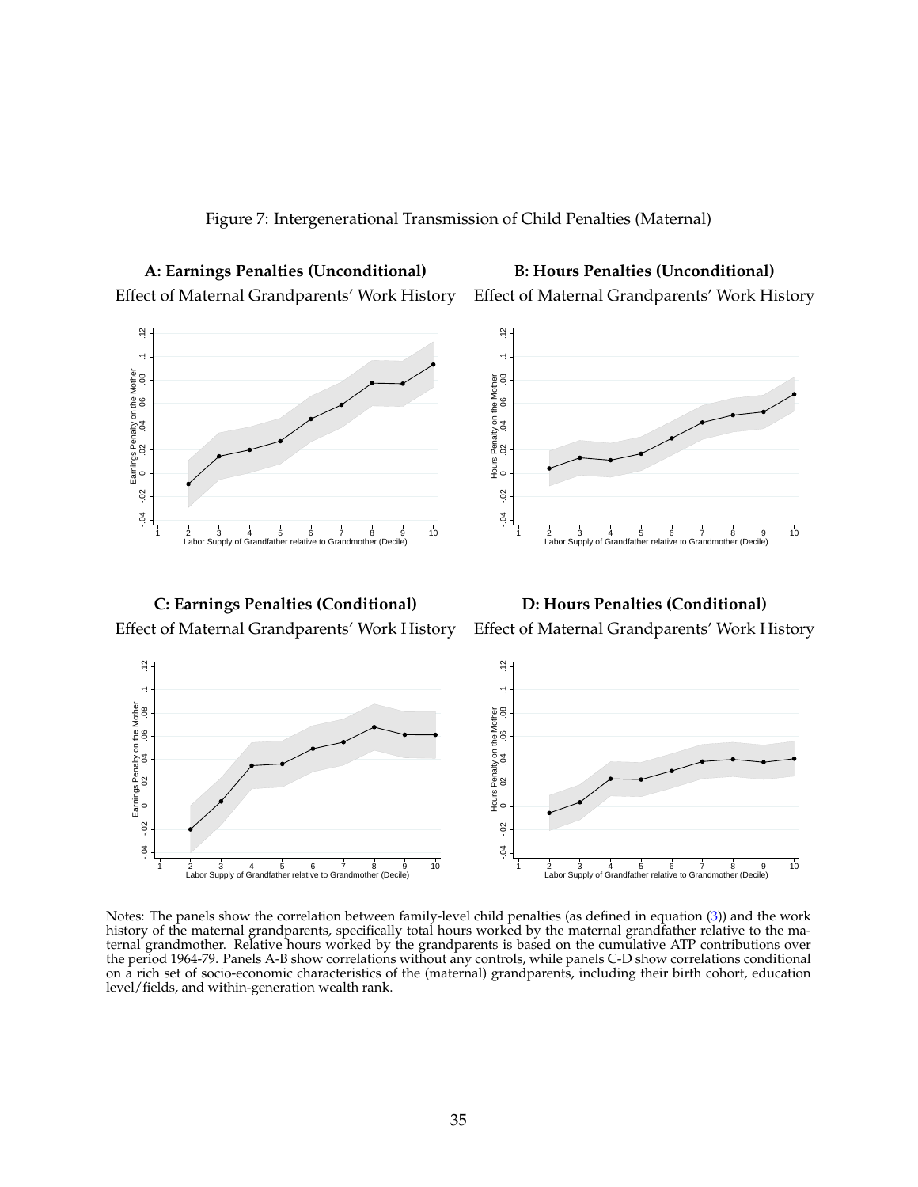Figure 7: Intergenerational Transmission of Child Penalties (Maternal)

**A: Earnings Penalties (Unconditional)**
Effect of Maternal Grandparents' Work History

**B: Hours Penalties (Unconditional)**
Effect of Maternal Grandparents' Work History

**C: Earnings Penalties (Conditional)**
Effect of Maternal Grandparents' Work History

**D: Hours Penalties (Conditional)**
Effect of Maternal Grandparents' Work History

Notes: The panels show the correlation between family-level child penalties (as defined in equation (3)) and the work history of the maternal grandparents, specifically total hours worked by the maternal grandfather relative to the maternal grandmother. Relative hours worked by the grandparents is based on the cumulative ATP contributions over the period 1964-79. Panels A-B show correlations without any controls, while panels C-D show correlations conditional on a rich set of socio-economic characteristics of the (maternal) grandparents, including their birth cohort, education level/fields, and within-generation wealth rank.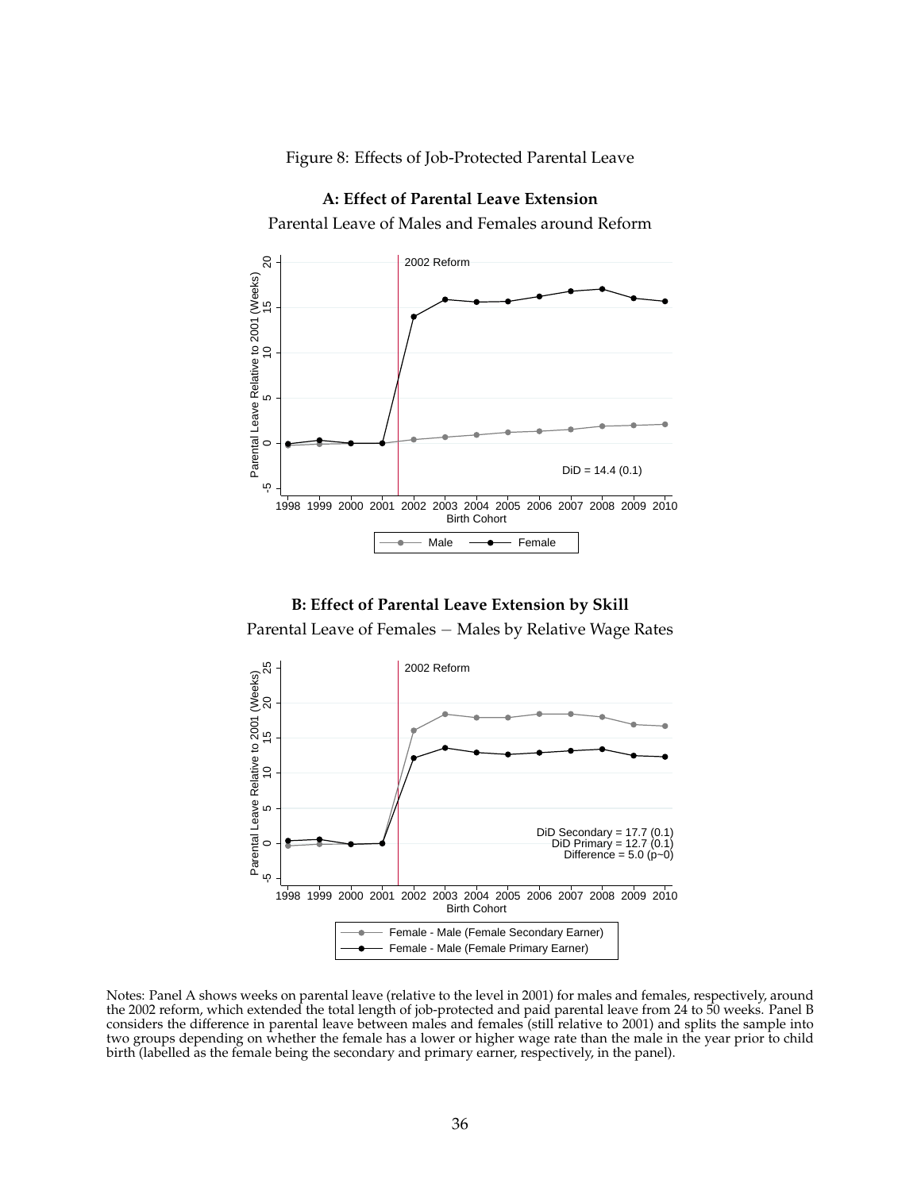Figure 8: Effects of Job-Protected Parental Leave

**A: Effect of Parental Leave Extension**

Parental Leave of Males and Females around Reform

**B: Effect of Parental Leave Extension by Skill**

Parental Leave of Females − Males by Relative Wage Rates

Notes: Panel A shows weeks on parental leave (relative to the level in 2001) for males and females, respectively, around the 2002 reform, which extended the total length of job-protected and paid parental leave from 24 to 50 weeks. Panel B considers the difference in parental leave between males and females (still relative to 2001) and splits the sample into two groups depending on whether the female has a lower or higher wage rate than the male in the year prior to child birth (labelled as the female being the secondary and primary earner, respectively, in the panel).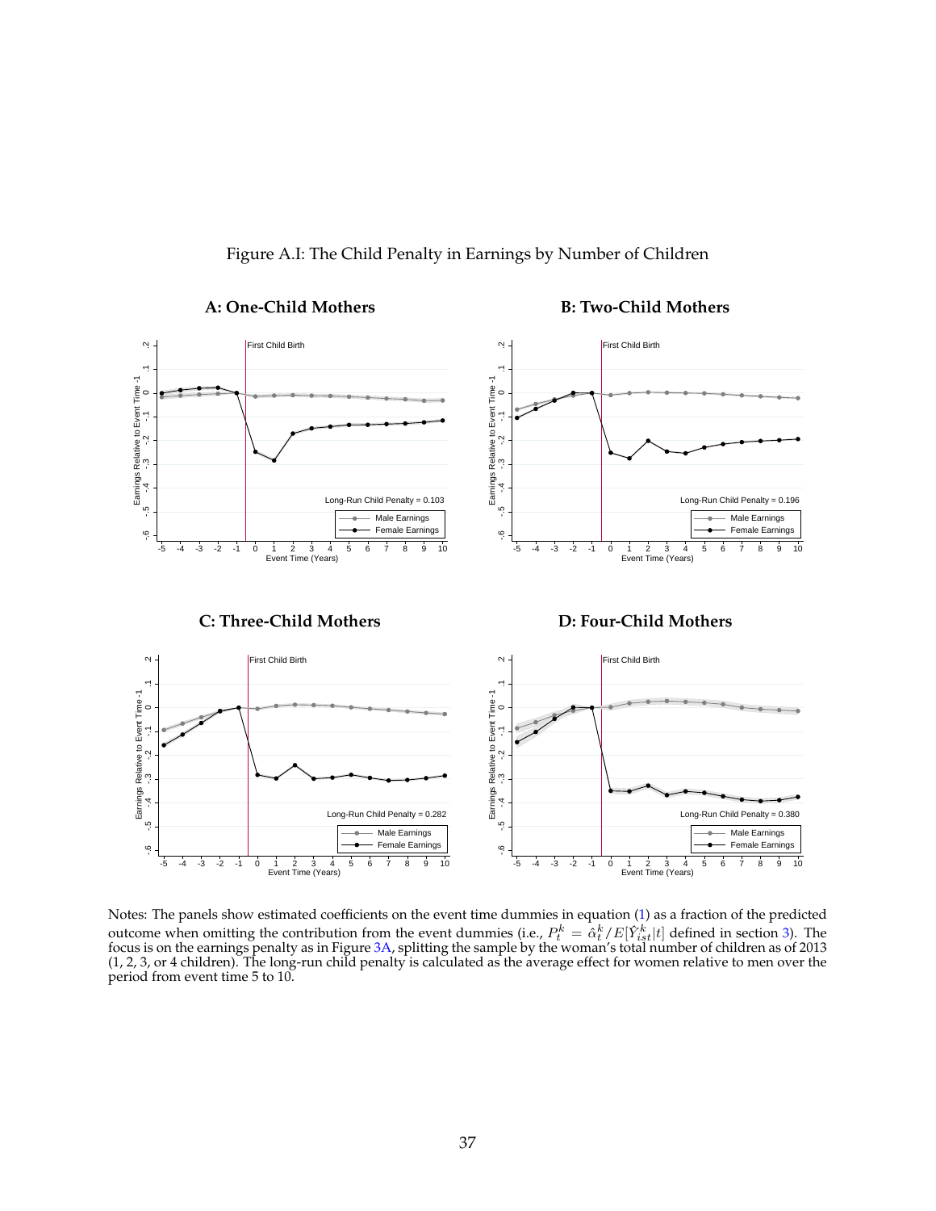Figure A.I: The Child Penalty in Earnings by Number of Children

**A: One-Child Mothers**

First Child Birth

Long-Run Child Penalty = 0.103

**B: Two-Child Mothers**

First Child Birth

Long-Run Child Penalty = 0.196

**C: Three-Child Mothers**

First Child Birth

Long-Run Child Penalty = 0.282

**D: Four-Child Mothers**

First Child Birth

Long-Run Child Penalty = 0.380

Notes: The panels show estimated coefficients on the event time dummies in equation (1) as a fraction of the predicted outcome when omitting the contribution from the event dummies (i.e., $P_t^k = \hat{\alpha}_t^k / E[\tilde{Y}_{ist}^k | t]$ defined in section 3). The focus is on the earnings penalty as in Figure 3A, splitting the sample by the woman's total number of children as of 2013 (1, 2, 3, or 4 children). The long-run child penalty is calculated as the average effect for women relative to men over the period from event time 5 to 10.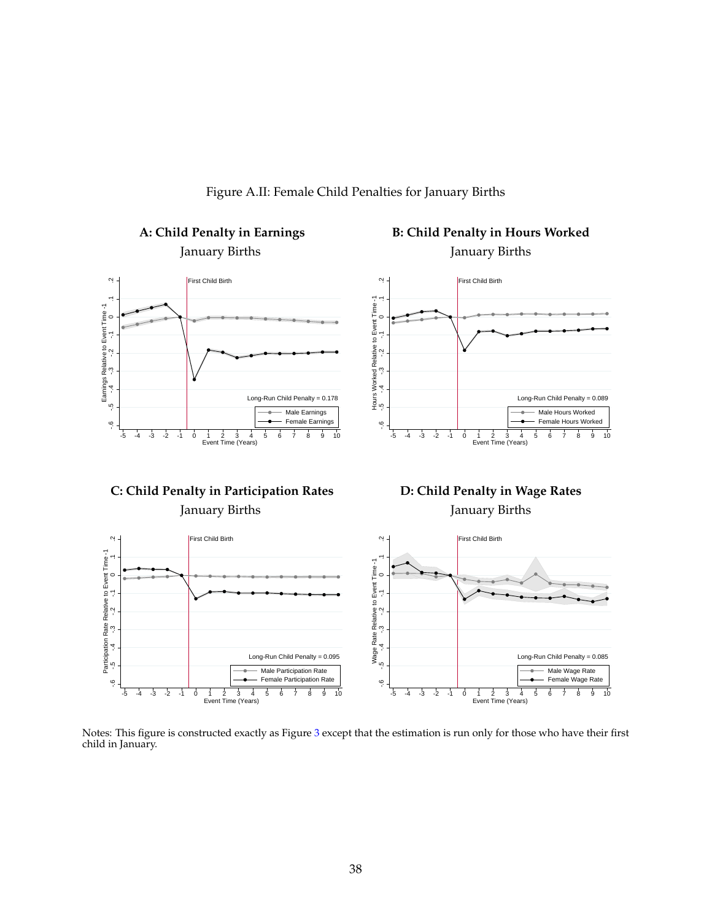Figure A.II: Female Child Penalties for January Births

**A: Child Penalty in Earnings**

January Births

**B: Child Penalty in Hours Worked**

January Births

**C: Child Penalty in Participation Rates**

January Births

**D: Child Penalty in Wage Rates**

January Births

Notes: This figure is constructed exactly as Figure 3 except that the estimation is run only for those who have their first child in January.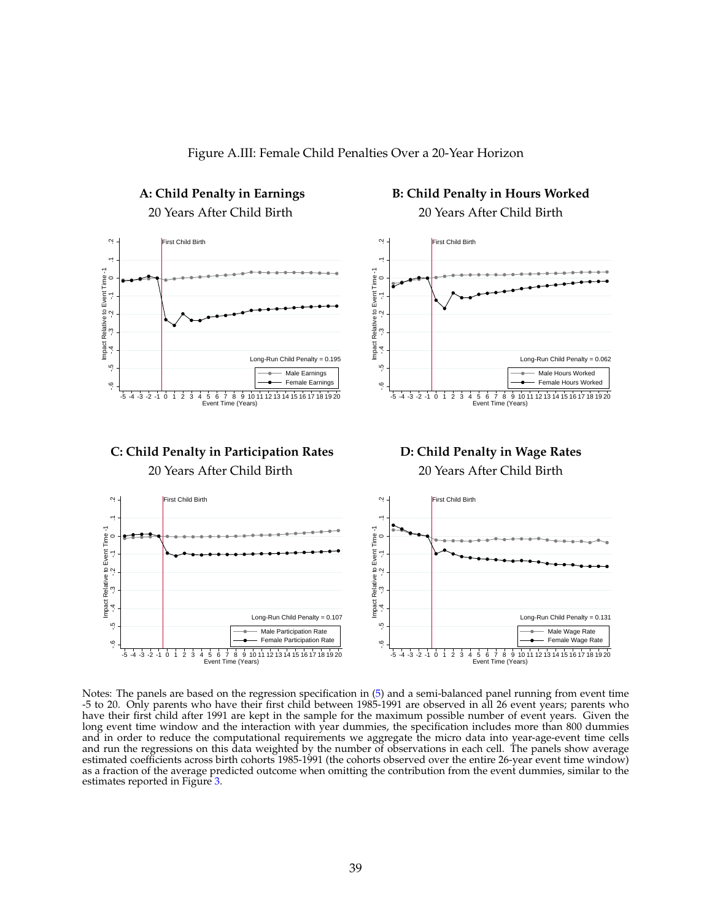Figure A.III: Female Child Penalties Over a 20-Year Horizon

**A: Child Penalty in Earnings**

20 Years After Child Birth

**B: Child Penalty in Hours Worked**

20 Years After Child Birth

**C: Child Penalty in Participation Rates**

20 Years After Child Birth

**D: Child Penalty in Wage Rates**

20 Years After Child Birth

Notes: The panels are based on the regression specification in (5) and a semi-balanced panel running from event time -5 to 20. Only parents who have their first child between 1985-1991 are observed in all 26 event years; parents who have their first child after 1991 are kept in the sample for the maximum possible number of event years. Given the long event time window and the interaction with year dummies, the specification includes more than 800 dummies and in order to reduce the computational requirements we aggregate the micro data into year-age-event time cells and run the regressions on this data weighted by the number of observations in each cell. The panels show average estimated coefficients across birth cohorts 1985-1991 (the cohorts observed over the entire 26-year event time window) as a fraction of the average predicted outcome when omitting the contribution from the event dummies, similar to the estimates reported in Figure 3.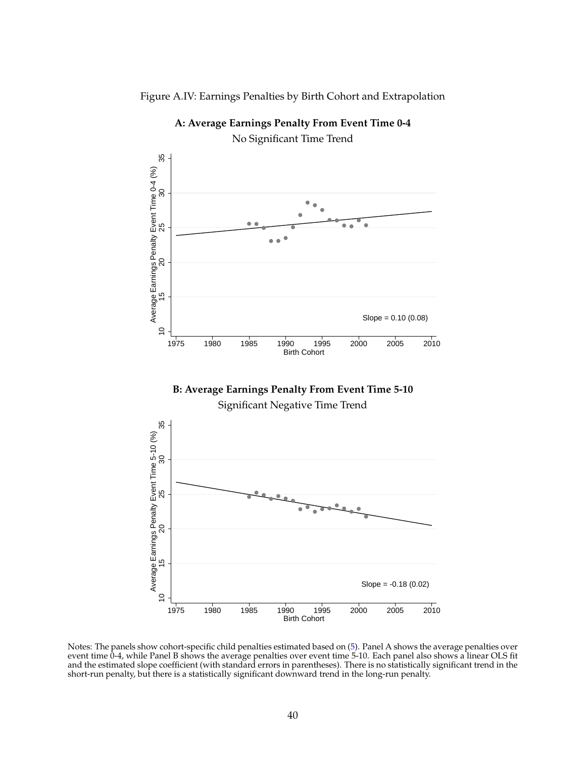Figure A.IV: Earnings Penalties by Birth Cohort and Extrapolation

**A: Average Earnings Penalty From Event Time 0-4**

No Significant Time Trend

**B: Average Earnings Penalty From Event Time 5-10**

Significant Negative Time Trend

Notes: The panels show cohort-specific child penalties estimated based on (5). Panel A shows the average penalties over event time 0-4, while Panel B shows the average penalties over event time 5-10. Each panel also shows a linear OLS fit and the estimated slope coefficient (with standard errors in parentheses). There is no statistically significant trend in the short-run penalty, but there is a statistically significant downward trend in the long-run penalty.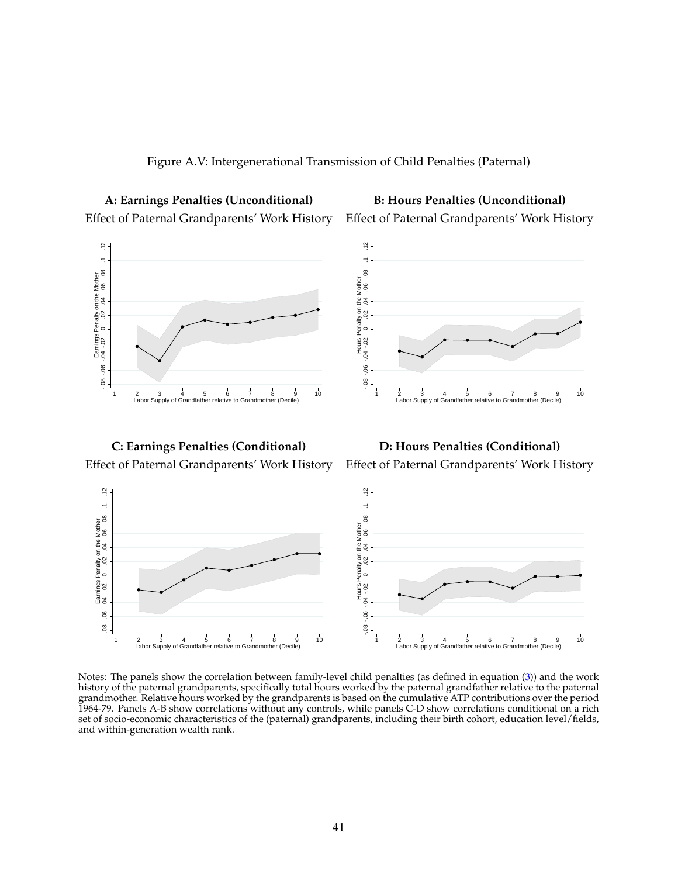Figure A.V: Intergenerational Transmission of Child Penalties (Paternal)

**A: Earnings Penalties (Unconditional)**

Effect of Paternal Grandparents' Work History

**B: Hours Penalties (Unconditional)**

Effect of Paternal Grandparents' Work History

**C: Earnings Penalties (Conditional)**

Effect of Paternal Grandparents' Work History

**D: Hours Penalties (Conditional)**

Effect of Paternal Grandparents' Work History

Notes: The panels show the correlation between family-level child penalties (as defined in equation (3)) and the work history of the paternal grandparents, specifically total hours worked by the paternal grandfather relative to the paternal grandmother. Relative hours worked by the grandparents is based on the cumulative ATP contributions over the period 1964-79. Panels A-B show correlations without any controls, while panels C-D show correlations conditional on a rich set of socio-economic characteristics of the (paternal) grandparents, including their birth cohort, education level/fields, and within-generation wealth rank.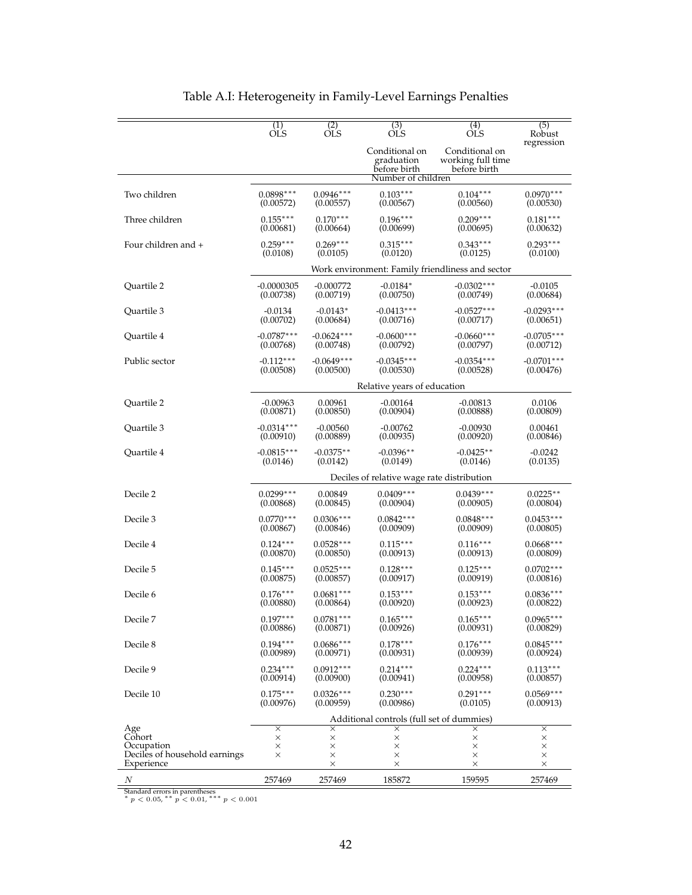# Table A.I: Heterogeneity in Family-Level Earnings Penalties

| | (1) OLS | (2) OLS | (3) OLS Conditional on graduation before birth | (4) OLS Conditional on working full time before birth | (5) Robust regression |
|---|---|---|---|---|---|
| | | | **Number of children** | | |
| Two children | 0.0898*** | 0.0946*** | 0.103*** | 0.104*** | 0.0970*** |
| | (0.00572) | (0.00557) | (0.00567) | (0.00560) | (0.00530) |
| Three children | 0.155*** | 0.170*** | 0.196*** | 0.209*** | 0.181*** |
| | (0.00681) | (0.00664) | (0.00699) | (0.00695) | (0.00632) |
| Four children and + | 0.259*** | 0.269*** | 0.315*** | 0.343*** | 0.293*** |
| | (0.0108) | (0.0105) | (0.0120) | (0.0125) | (0.0100) |
| | | | **Work environment: Family friendliness and sector** | | |
| Quartile 2 | -0.0000305 | -0.000772 | -0.0184* | -0.0302*** | -0.0105 |
| | (0.00738) | (0.00719) | (0.00750) | (0.00749) | (0.00684) |
| Quartile 3 | -0.0134 | -0.0143* | -0.0413*** | -0.0527*** | -0.0293*** |
| | (0.00702) | (0.00684) | (0.00716) | (0.00717) | (0.00651) |
| Quartile 4 | -0.0787*** | -0.0624*** | -0.0600*** | -0.0660*** | -0.0705*** |
| | (0.00768) | (0.00748) | (0.00792) | (0.00797) | (0.00712) |
| Public sector | -0.112*** | -0.0649*** | -0.0345*** | -0.0354*** | -0.0701*** |
| | (0.00508) | (0.00500) | (0.00530) | (0.00528) | (0.00476) |
| | | | **Relative years of education** | | |
| Quartile 2 | -0.00963 | 0.00961 | -0.00164 | -0.00813 | 0.0106 |
| | (0.00871) | (0.00850) | (0.00904) | (0.00888) | (0.00809) |
| Quartile 3 | -0.0314*** | -0.00560 | -0.00762 | -0.00930 | 0.00461 |
| | (0.00910) | (0.00889) | (0.00935) | (0.00920) | (0.00846) |
| Quartile 4 | -0.0815*** | -0.0375** | -0.0396** | -0.0425** | -0.0242 |
| | (0.0146) | (0.0142) | (0.0149) | (0.0146) | (0.0135) |
| | | | **Deciles of relative wage rate distribution** | | |
| Decile 2 | 0.0299*** | 0.00849 | 0.0409*** | 0.0439*** | 0.0225** |
| | (0.00868) | (0.00845) | (0.00904) | (0.00905) | (0.00804) |
| Decile 3 | 0.0770*** | 0.0306*** | 0.0842*** | 0.0848*** | 0.0453*** |
| | (0.00867) | (0.00846) | (0.00909) | (0.00909) | (0.00805) |
| Decile 4 | 0.124*** | 0.0528*** | 0.115*** | 0.116*** | 0.0668*** |
| | (0.00870) | (0.00850) | (0.00913) | (0.00913) | (0.00809) |
| Decile 5 | 0.145*** | 0.0525*** | 0.128*** | 0.125*** | 0.0702*** |
| | (0.00875) | (0.00857) | (0.00917) | (0.00919) | (0.00816) |
| Decile 6 | 0.176*** | 0.0681*** | 0.153*** | 0.153*** | 0.0836*** |
| | (0.00880) | (0.00864) | (0.00920) | (0.00923) | (0.00822) |
| Decile 7 | 0.197*** | 0.0781*** | 0.165*** | 0.165*** | 0.0965*** |
| | (0.00886) | (0.00871) | (0.00926) | (0.00931) | (0.00829) |
| Decile 8 | 0.194*** | 0.0686*** | 0.178*** | 0.176*** | 0.0845*** |
| | (0.00989) | (0.00971) | (0.00931) | (0.00939) | (0.00924) |
| Decile 9 | 0.234*** | 0.0912*** | 0.214*** | 0.224*** | 0.113*** |
| | (0.00914) | (0.00900) | (0.00941) | (0.00958) | (0.00857) |
| Decile 10 | 0.175*** | 0.0326*** | 0.230*** | 0.291*** | 0.0569*** |
| | (0.00976) | (0.00959) | (0.00986) | (0.0105) | (0.00913) |
| | | | **Additional controls (full set of dummies)** | | |
| Age | × | × | × | × | × |
| Cohort | × | × | × | × | × |
| Occupation | × | × | × | × | × |
| Deciles of household earnings | × | × | × | × | × |
| Experience | | × | × | × | × |
| $N$ | 257469 | 257469 | 185872 | 159595 | 257469 |

Standard errors in parentheses
$^{*}$ $p < 0.05$, $^{**}$ $p < 0.01$, $^{***}$ $p < 0.001$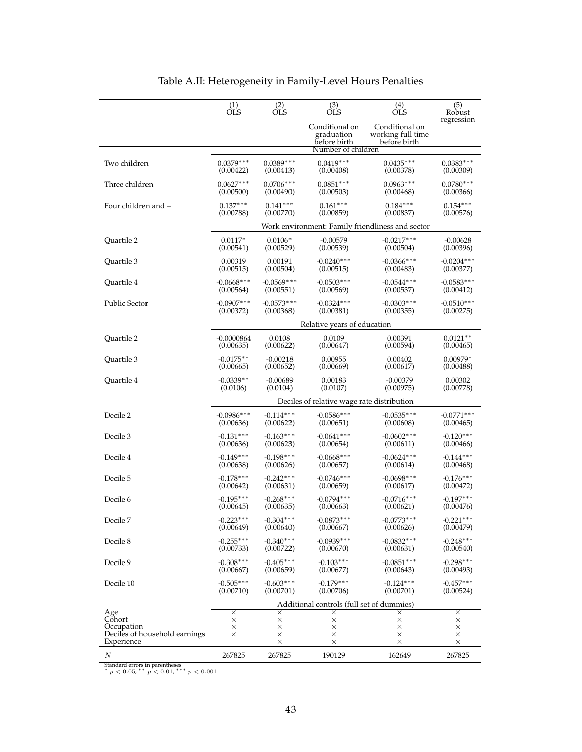# Table A.II: Heterogeneity in Family-Level Hours Penalties

| | (1) OLS | (2) OLS | (3) OLS Conditional on graduation before birth | (4) OLS Conditional on working full time before birth | (5) Robust regression |
|---|---|---|---|---|---|
| | | | Number of children | | |
| Two children | 0.0379*** (0.00422) | 0.0389*** (0.00413) | 0.0419*** (0.00408) | 0.0435*** (0.00378) | 0.0383*** (0.00309) |
| Three children | 0.0627*** (0.00500) | 0.0706*** (0.00490) | 0.0851*** (0.00503) | 0.0963*** (0.00468) | 0.0780*** (0.00366) |
| Four children and + | 0.137*** (0.00788) | 0.141*** (0.00770) | 0.161*** (0.00859) | 0.184*** (0.00837) | 0.154*** (0.00576) |
| | | | Work environment: Family friendliness and sector | | |
| Quartile 2 | 0.0117* (0.00541) | 0.0106* (0.00529) | -0.00579 (0.00539) | -0.0217*** (0.00504) | -0.00628 (0.00396) |
| Quartile 3 | 0.00319 (0.00515) | 0.00191 (0.00504) | -0.0240*** (0.00515) | -0.0366*** (0.00483) | -0.0204*** (0.00377) |
| Quartile 4 | -0.0668*** (0.00564) | -0.0569*** (0.00551) | -0.0503*** (0.00569) | -0.0544*** (0.00537) | -0.0583*** (0.00412) |
| Public Sector | -0.0907*** (0.00372) | -0.0573*** (0.00368) | -0.0324*** (0.00381) | -0.0303*** (0.00355) | -0.0510*** (0.00275) |
| | | | Relative years of education | | |
| Quartile 2 | -0.0000864 (0.00635) | 0.0108 (0.00622) | 0.0109 (0.00647) | 0.00391 (0.00594) | 0.0121** (0.00465) |
| Quartile 3 | -0.0175** (0.00665) | -0.00218 (0.00652) | 0.00955 (0.00669) | 0.00402 (0.00617) | 0.00979* (0.00488) |
| Quartile 4 | -0.0339** (0.0106) | -0.00689 (0.0104) | 0.00183 (0.0107) | -0.00379 (0.00975) | 0.00302 (0.00778) |
| | | | Deciles of relative wage rate distribution | | |
| Decile 2 | -0.0986*** (0.00636) | -0.114*** (0.00622) | -0.0586*** (0.00651) | -0.0535*** (0.00608) | -0.0771*** (0.00465) |
| Decile 3 | -0.131*** (0.00636) | -0.163*** (0.00623) | -0.0641*** (0.00654) | -0.0602*** (0.00611) | -0.120*** (0.00466) |
| Decile 4 | -0.149*** (0.00638) | -0.198*** (0.00626) | -0.0668*** (0.00657) | -0.0624*** (0.00614) | -0.144*** (0.00468) |
| Decile 5 | -0.178*** (0.00642) | -0.242*** (0.00631) | -0.0746*** (0.00659) | -0.0698*** (0.00617) | -0.176*** (0.00472) |
| Decile 6 | -0.195*** (0.00645) | -0.268*** (0.00635) | -0.0794*** (0.00663) | -0.0716*** (0.00621) | -0.197*** (0.00476) |
| Decile 7 | -0.223*** (0.00649) | -0.304*** (0.00640) | -0.0873*** (0.00667) | -0.0773*** (0.00626) | -0.221*** (0.00479) |
| Decile 8 | -0.255*** (0.00733) | -0.340*** (0.00722) | -0.0939*** (0.00670) | -0.0832*** (0.00631) | -0.248*** (0.00540) |
| Decile 9 | -0.308*** (0.00667) | -0.405*** (0.00659) | -0.103*** (0.00677) | -0.0851*** (0.00643) | -0.298*** (0.00493) |
| Decile 10 | -0.505*** (0.00710) | -0.603*** (0.00701) | -0.179*** (0.00706) | -0.124*** (0.00701) | -0.457*** (0.00524) |
| | | | Additional controls (full set of dummies) | | |
| Age | × | × | × | × | × |
| Cohort | × | × | × | × | × |
| Occupation | × | × | × | × | × |
| Deciles of household earnings | × | × | × | × | × |
| Experience | | × | × | × | × |
| $N$ | 267825 | 267825 | 190129 | 162649 | 267825 |

Standard errors in parentheses
$^{*}$ $p < 0.05$, $^{**}$ $p < 0.01$, $^{***}$ $p < 0.001$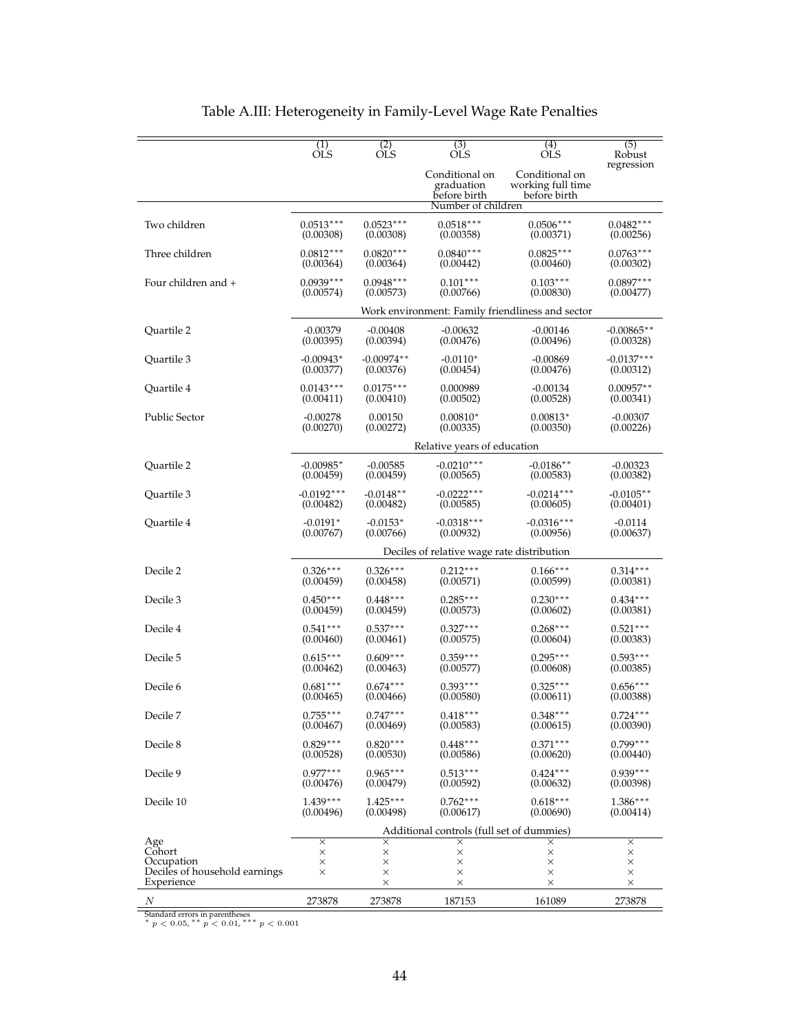## Table A.III: Heterogeneity in Family-Level Wage Rate Penalties

| | (1) OLS | (2) OLS | (3) OLS Conditional on graduation before birth | (4) OLS Conditional on working full time before birth | (5) Robust regression |
|---|---|---|---|---|---|
| | | | Number of children | | |
| Two children | 0.0513*** | 0.0523*** | 0.0518*** | 0.0506*** | 0.0482*** |
| | (0.00308) | (0.00308) | (0.00358) | (0.00371) | (0.00256) |
| Three children | 0.0812*** | 0.0820*** | 0.0840*** | 0.0825*** | 0.0763*** |
| | (0.00364) | (0.00364) | (0.00442) | (0.00460) | (0.00302) |
| Four children and + | 0.0939*** | 0.0948*** | 0.101*** | 0.103*** | 0.0897*** |
| | (0.00574) | (0.00573) | (0.00766) | (0.00830) | (0.00477) |
| | | | Work environment: Family friendliness and sector | | |
| Quartile 2 | -0.00379 | -0.00408 | -0.00632 | -0.00146 | -0.00865** |
| | (0.00395) | (0.00394) | (0.00476) | (0.00496) | (0.00328) |
| Quartile 3 | -0.00943* | -0.00974** | -0.0110* | -0.00869 | -0.0137*** |
| | (0.00377) | (0.00376) | (0.00454) | (0.00476) | (0.00312) |
| Quartile 4 | 0.0143*** | 0.0175*** | 0.000989 | -0.00134 | 0.00957** |
| | (0.00411) | (0.00410) | (0.00502) | (0.00528) | (0.00341) |
| Public Sector | -0.00278 | 0.00150 | 0.00810* | 0.00813* | -0.00307 |
| | (0.00270) | (0.00272) | (0.00335) | (0.00350) | (0.00226) |
| | | | Relative years of education | | |
| Quartile 2 | -0.00985* | -0.00585 | -0.0210*** | -0.0186** | -0.00323 |
| | (0.00459) | (0.00459) | (0.00565) | (0.00583) | (0.00382) |
| Quartile 3 | -0.0192*** | -0.0148** | -0.0222*** | -0.0214*** | -0.0105** |
| | (0.00482) | (0.00482) | (0.00585) | (0.00605) | (0.00401) |
| Quartile 4 | -0.0191* | -0.0153* | -0.0318*** | -0.0316*** | -0.0114 |
| | (0.00767) | (0.00766) | (0.00932) | (0.00956) | (0.00637) |
| | | | Deciles of relative wage rate distribution | | |
| Decile 2 | 0.326*** | 0.326*** | 0.212*** | 0.166*** | 0.314*** |
| | (0.00459) | (0.00458) | (0.00571) | (0.00599) | (0.00381) |
| Decile 3 | 0.450*** | 0.448*** | 0.285*** | 0.230*** | 0.434*** |
| | (0.00459) | (0.00459) | (0.00573) | (0.00602) | (0.00381) |
| Decile 4 | 0.541*** | 0.537*** | 0.327*** | 0.268*** | 0.521*** |
| | (0.00460) | (0.00461) | (0.00575) | (0.00604) | (0.00383) |
| Decile 5 | 0.615*** | 0.609*** | 0.359*** | 0.295*** | 0.593*** |
| | (0.00462) | (0.00463) | (0.00577) | (0.00608) | (0.00385) |
| Decile 6 | 0.681*** | 0.674*** | 0.393*** | 0.325*** | 0.656*** |
| | (0.00465) | (0.00466) | (0.00580) | (0.00611) | (0.00388) |
| Decile 7 | 0.755*** | 0.747*** | 0.418*** | 0.348*** | 0.724*** |
| | (0.00467) | (0.00469) | (0.00583) | (0.00615) | (0.00390) |
| Decile 8 | 0.829*** | 0.820*** | 0.448*** | 0.371*** | 0.799*** |
| | (0.00528) | (0.00530) | (0.00586) | (0.00620) | (0.00440) |
| Decile 9 | 0.977*** | 0.965*** | 0.513*** | 0.424*** | 0.939*** |
| | (0.00476) | (0.00479) | (0.00592) | (0.00632) | (0.00398) |
| Decile 10 | 1.439*** | 1.425*** | 0.762*** | 0.618*** | 1.386*** |
| | (0.00496) | (0.00498) | (0.00617) | (0.00690) | (0.00414) |
| | | | Additional controls (full set of dummies) | | |
| Age | × | × | × | × | × |
| Cohort | × | × | × | × | × |
| Occupation | × | × | × | × | × |
| Deciles of household earnings | × | × | × | × | × |
| Experience | | × | × | × | × |
| $N$ | 273878 | 273878 | 187153 | 161089 | 273878 |

Standard errors in parentheses
$^{*}$ $p < 0.05$, $^{**}$ $p < 0.01$, $^{***}$ $p < 0.001$